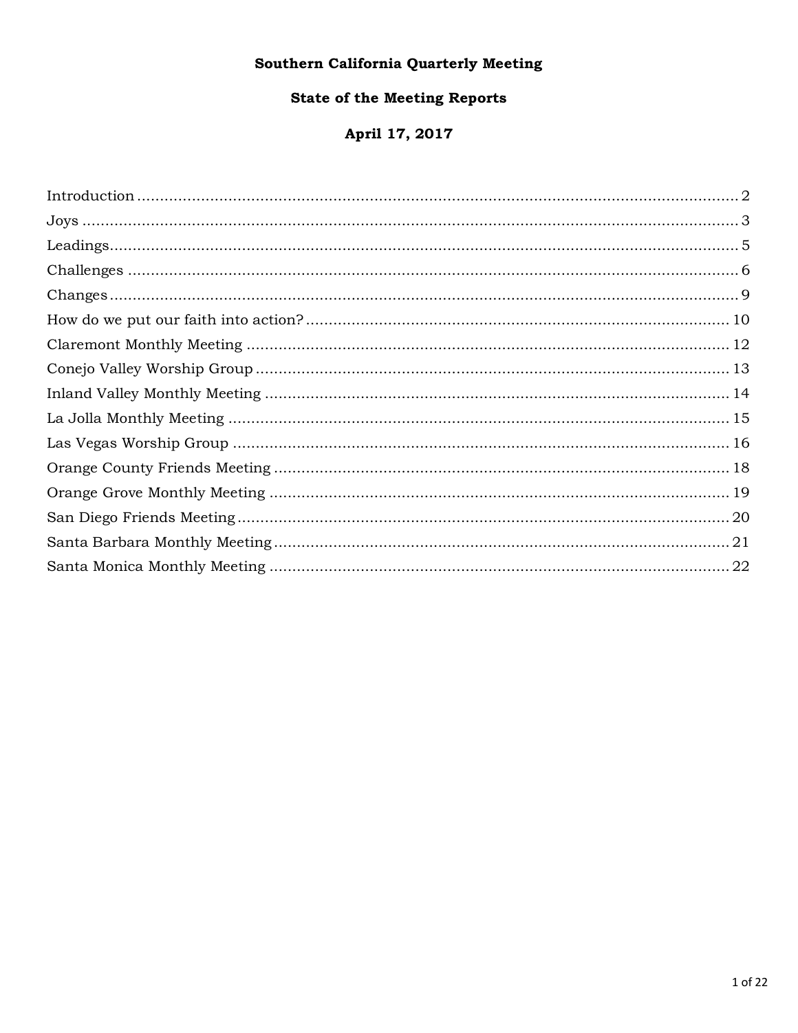# Southern California Quarterly Meeting

## State of the Meeting Reports

## April 17, 2017

| | |
|---|---|
| Introduction | 2 |
| Joys | 3 |
| Leadings | 5 |
| Challenges | 6 |
| Changes | 9 |
| How do we put our faith into action? | 10 |
| Claremont Monthly Meeting | 12 |
| Conejo Valley Worship Group | 13 |
| Inland Valley Monthly Meeting | 14 |
| La Jolla Monthly Meeting | 15 |
| Las Vegas Worship Group | 16 |
| Orange County Friends Meeting | 18 |
| Orange Grove Monthly Meeting | 19 |
| San Diego Friends Meeting | 20 |
| Santa Barbara Monthly Meeting | 21 |
| Santa Monica Monthly Meeting | 22 |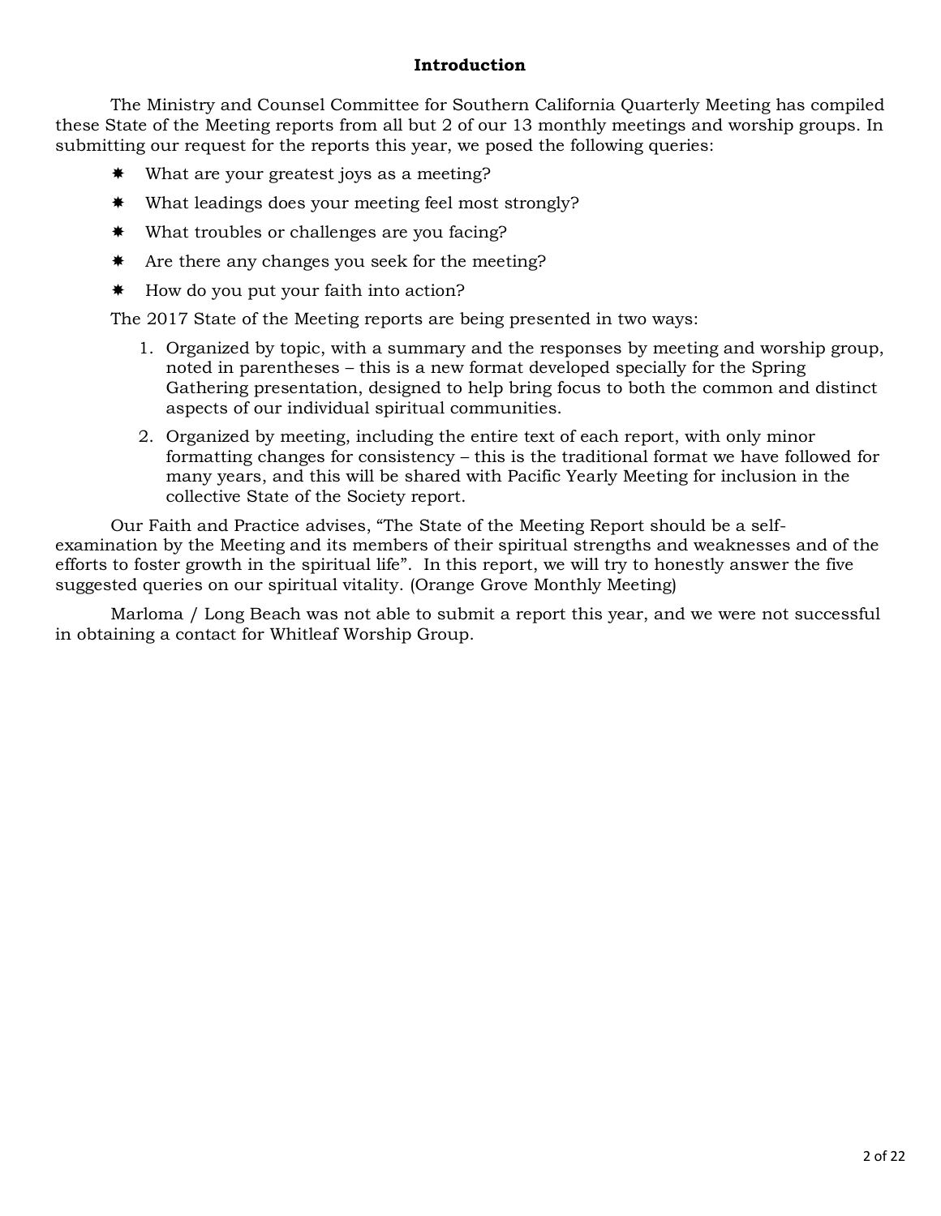## Introduction

The Ministry and Counsel Committee for Southern California Quarterly Meeting has compiled these State of the Meeting reports from all but 2 of our 13 monthly meetings and worship groups. In submitting our request for the reports this year, we posed the following queries:

- What are your greatest joys as a meeting?
- What leadings does your meeting feel most strongly?
- What troubles or challenges are you facing?
- Are there any changes you seek for the meeting?
- How do you put your faith into action?

The 2017 State of the Meeting reports are being presented in two ways:

1. Organized by topic, with a summary and the responses by meeting and worship group, noted in parentheses – this is a new format developed specially for the Spring Gathering presentation, designed to help bring focus to both the common and distinct aspects of our individual spiritual communities.
2. Organized by meeting, including the entire text of each report, with only minor formatting changes for consistency – this is the traditional format we have followed for many years, and this will be shared with Pacific Yearly Meeting for inclusion in the collective State of the Society report.

Our Faith and Practice advises, "The State of the Meeting Report should be a self-examination by the Meeting and its members of their spiritual strengths and weaknesses and of the efforts to foster growth in the spiritual life". In this report, we will try to honestly answer the five suggested queries on our spiritual vitality. (Orange Grove Monthly Meeting)

Marloma / Long Beach was not able to submit a report this year, and we were not successful in obtaining a contact for Whitleaf Worship Group.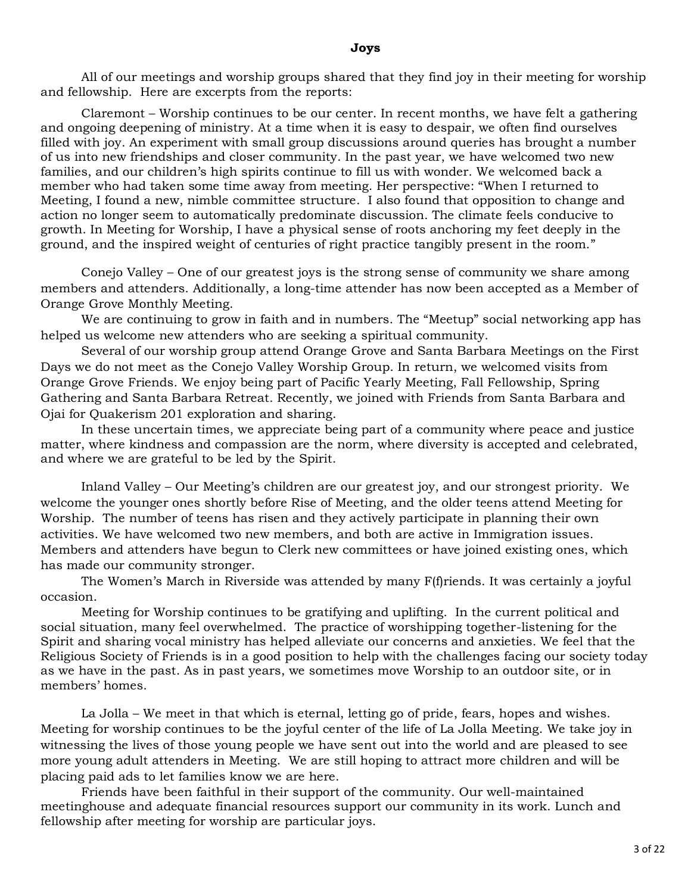## Joys

All of our meetings and worship groups shared that they find joy in their meeting for worship and fellowship. Here are excerpts from the reports:

Claremont – Worship continues to be our center. In recent months, we have felt a gathering and ongoing deepening of ministry. At a time when it is easy to despair, we often find ourselves filled with joy. An experiment with small group discussions around queries has brought a number of us into new friendships and closer community. In the past year, we have welcomed two new families, and our children's high spirits continue to fill us with wonder. We welcomed back a member who had taken some time away from meeting. Her perspective: "When I returned to Meeting, I found a new, nimble committee structure. I also found that opposition to change and action no longer seem to automatically predominate discussion. The climate feels conducive to growth. In Meeting for Worship, I have a physical sense of roots anchoring my feet deeply in the ground, and the inspired weight of centuries of right practice tangibly present in the room."

Conejo Valley – One of our greatest joys is the strong sense of community we share among members and attenders. Additionally, a long-time attender has now been accepted as a Member of Orange Grove Monthly Meeting.

We are continuing to grow in faith and in numbers. The "Meetup" social networking app has helped us welcome new attenders who are seeking a spiritual community.

Several of our worship group attend Orange Grove and Santa Barbara Meetings on the First Days we do not meet as the Conejo Valley Worship Group. In return, we welcomed visits from Orange Grove Friends. We enjoy being part of Pacific Yearly Meeting, Fall Fellowship, Spring Gathering and Santa Barbara Retreat. Recently, we joined with Friends from Santa Barbara and Ojai for Quakerism 201 exploration and sharing.

In these uncertain times, we appreciate being part of a community where peace and justice matter, where kindness and compassion are the norm, where diversity is accepted and celebrated, and where we are grateful to be led by the Spirit.

Inland Valley – Our Meeting's children are our greatest joy, and our strongest priority. We welcome the younger ones shortly before Rise of Meeting, and the older teens attend Meeting for Worship. The number of teens has risen and they actively participate in planning their own activities. We have welcomed two new members, and both are active in Immigration issues. Members and attenders have begun to Clerk new committees or have joined existing ones, which has made our community stronger.

The Women's March in Riverside was attended by many F(f)riends. It was certainly a joyful occasion.

Meeting for Worship continues to be gratifying and uplifting. In the current political and social situation, many feel overwhelmed. The practice of worshipping together-listening for the Spirit and sharing vocal ministry has helped alleviate our concerns and anxieties. We feel that the Religious Society of Friends is in a good position to help with the challenges facing our society today as we have in the past. As in past years, we sometimes move Worship to an outdoor site, or in members' homes.

La Jolla – We meet in that which is eternal, letting go of pride, fears, hopes and wishes. Meeting for worship continues to be the joyful center of the life of La Jolla Meeting. We take joy in witnessing the lives of those young people we have sent out into the world and are pleased to see more young adult attenders in Meeting. We are still hoping to attract more children and will be placing paid ads to let families know we are here.

Friends have been faithful in their support of the community. Our well-maintained meetinghouse and adequate financial resources support our community in its work. Lunch and fellowship after meeting for worship are particular joys.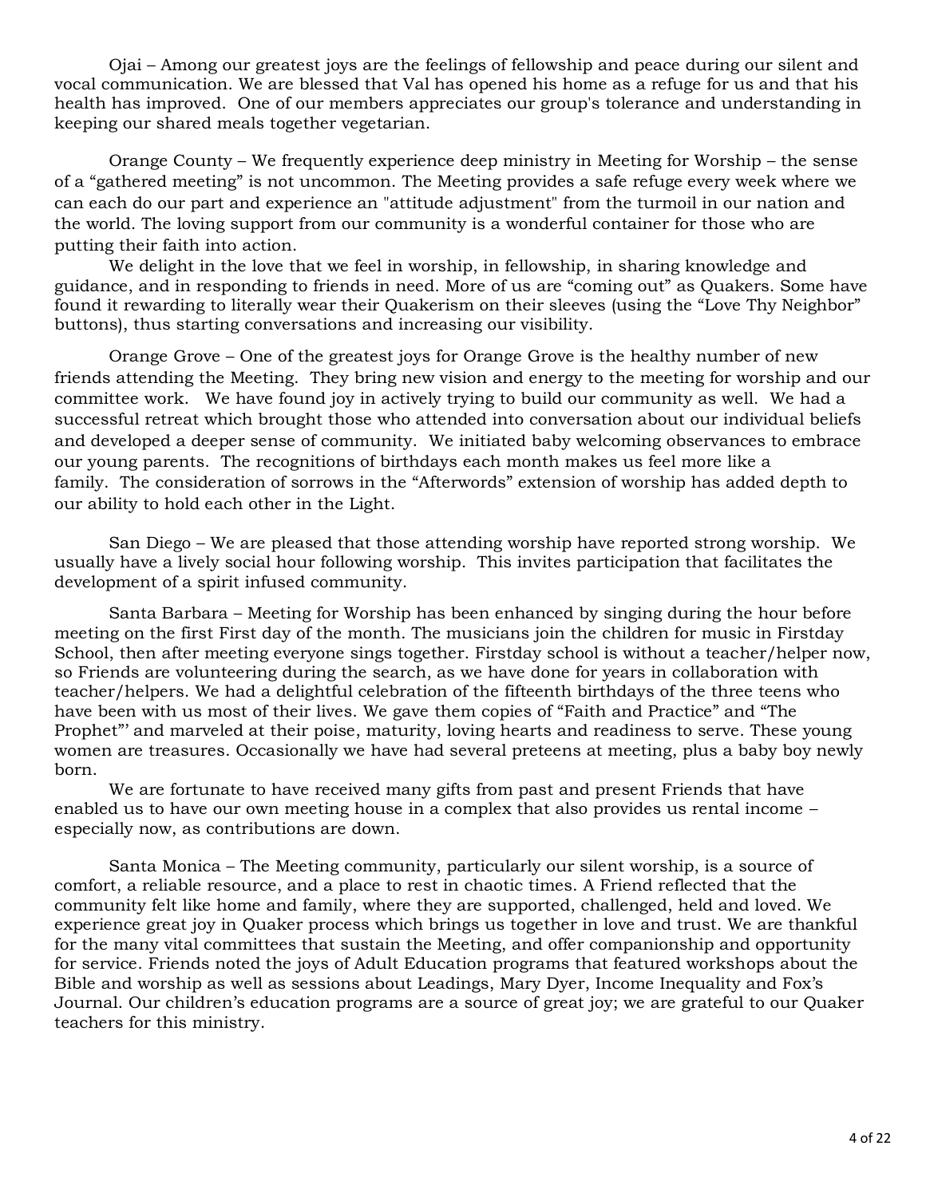Ojai – Among our greatest joys are the feelings of fellowship and peace during our silent and vocal communication. We are blessed that Val has opened his home as a refuge for us and that his health has improved. One of our members appreciates our group's tolerance and understanding in keeping our shared meals together vegetarian.

Orange County – We frequently experience deep ministry in Meeting for Worship – the sense of a "gathered meeting" is not uncommon. The Meeting provides a safe refuge every week where we can each do our part and experience an "attitude adjustment" from the turmoil in our nation and the world. The loving support from our community is a wonderful container for those who are putting their faith into action.

We delight in the love that we feel in worship, in fellowship, in sharing knowledge and guidance, and in responding to friends in need. More of us are "coming out" as Quakers. Some have found it rewarding to literally wear their Quakerism on their sleeves (using the "Love Thy Neighbor" buttons), thus starting conversations and increasing our visibility.

Orange Grove – One of the greatest joys for Orange Grove is the healthy number of new friends attending the Meeting. They bring new vision and energy to the meeting for worship and our committee work. We have found joy in actively trying to build our community as well. We had a successful retreat which brought those who attended into conversation about our individual beliefs and developed a deeper sense of community. We initiated baby welcoming observances to embrace our young parents. The recognitions of birthdays each month makes us feel more like a family. The consideration of sorrows in the "Afterwords" extension of worship has added depth to our ability to hold each other in the Light.

San Diego – We are pleased that those attending worship have reported strong worship. We usually have a lively social hour following worship. This invites participation that facilitates the development of a spirit infused community.

Santa Barbara – Meeting for Worship has been enhanced by singing during the hour before meeting on the first First day of the month. The musicians join the children for music in Firstday School, then after meeting everyone sings together. Firstday school is without a teacher/helper now, so Friends are volunteering during the search, as we have done for years in collaboration with teacher/helpers. We had a delightful celebration of the fifteenth birthdays of the three teens who have been with us most of their lives. We gave them copies of "Faith and Practice" and "The Prophet"' and marveled at their poise, maturity, loving hearts and readiness to serve. These young women are treasures. Occasionally we have had several preteens at meeting, plus a baby boy newly born.

We are fortunate to have received many gifts from past and present Friends that have enabled us to have our own meeting house in a complex that also provides us rental income – especially now, as contributions are down.

Santa Monica – The Meeting community, particularly our silent worship, is a source of comfort, a reliable resource, and a place to rest in chaotic times. A Friend reflected that the community felt like home and family, where they are supported, challenged, held and loved. We experience great joy in Quaker process which brings us together in love and trust. We are thankful for the many vital committees that sustain the Meeting, and offer companionship and opportunity for service. Friends noted the joys of Adult Education programs that featured workshops about the Bible and worship as well as sessions about Leadings, Mary Dyer, Income Inequality and Fox's Journal. Our children's education programs are a source of great joy; we are grateful to our Quaker teachers for this ministry.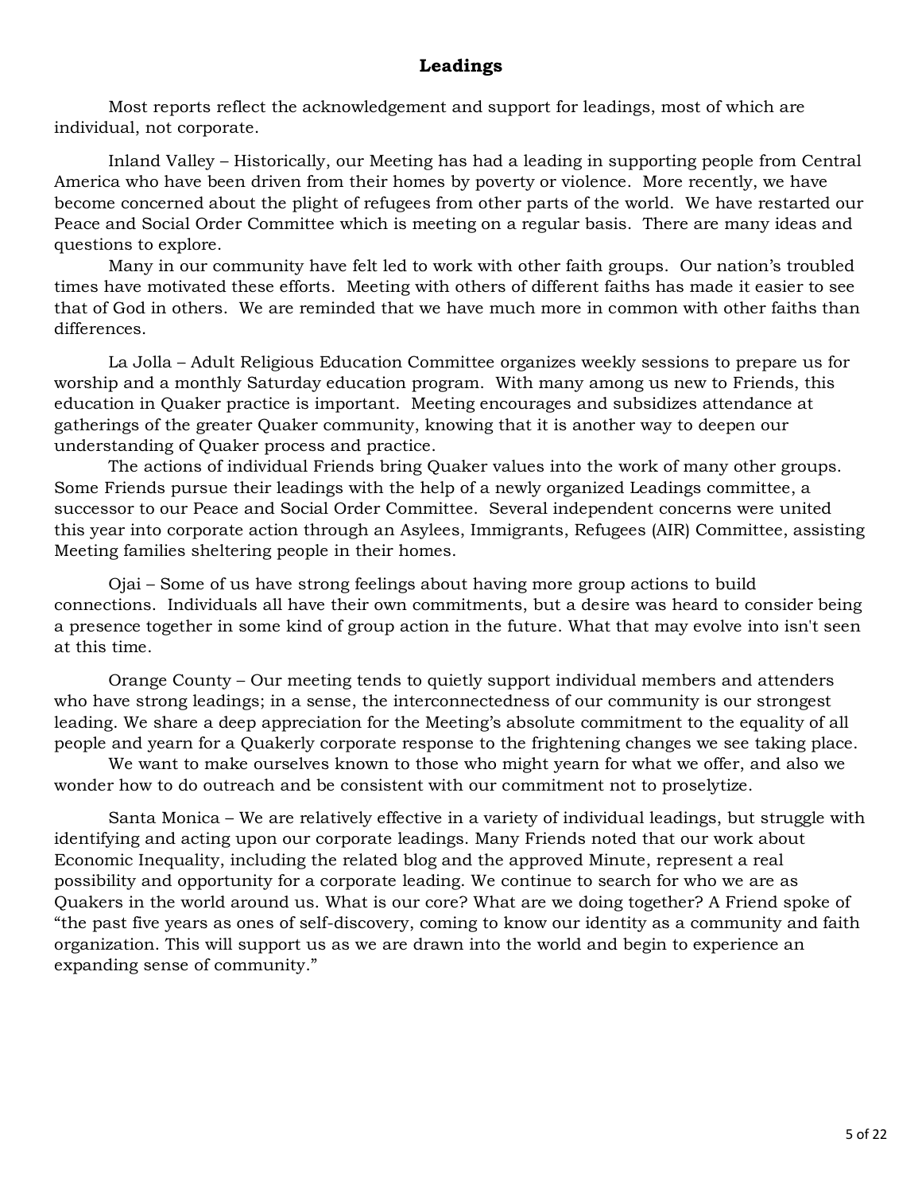## Leadings

Most reports reflect the acknowledgement and support for leadings, most of which are individual, not corporate.

Inland Valley – Historically, our Meeting has had a leading in supporting people from Central America who have been driven from their homes by poverty or violence. More recently, we have become concerned about the plight of refugees from other parts of the world. We have restarted our Peace and Social Order Committee which is meeting on a regular basis. There are many ideas and questions to explore.

Many in our community have felt led to work with other faith groups. Our nation's troubled times have motivated these efforts. Meeting with others of different faiths has made it easier to see that of God in others. We are reminded that we have much more in common with other faiths than differences.

La Jolla – Adult Religious Education Committee organizes weekly sessions to prepare us for worship and a monthly Saturday education program. With many among us new to Friends, this education in Quaker practice is important. Meeting encourages and subsidizes attendance at gatherings of the greater Quaker community, knowing that it is another way to deepen our understanding of Quaker process and practice.

The actions of individual Friends bring Quaker values into the work of many other groups. Some Friends pursue their leadings with the help of a newly organized Leadings committee, a successor to our Peace and Social Order Committee. Several independent concerns were united this year into corporate action through an Asylees, Immigrants, Refugees (AIR) Committee, assisting Meeting families sheltering people in their homes.

Ojai – Some of us have strong feelings about having more group actions to build connections. Individuals all have their own commitments, but a desire was heard to consider being a presence together in some kind of group action in the future. What that may evolve into isn't seen at this time.

Orange County – Our meeting tends to quietly support individual members and attenders who have strong leadings; in a sense, the interconnectedness of our community is our strongest leading. We share a deep appreciation for the Meeting's absolute commitment to the equality of all people and yearn for a Quakerly corporate response to the frightening changes we see taking place.

We want to make ourselves known to those who might yearn for what we offer, and also we wonder how to do outreach and be consistent with our commitment not to proselytize.

Santa Monica – We are relatively effective in a variety of individual leadings, but struggle with identifying and acting upon our corporate leadings. Many Friends noted that our work about Economic Inequality, including the related blog and the approved Minute, represent a real possibility and opportunity for a corporate leading. We continue to search for who we are as Quakers in the world around us. What is our core? What are we doing together? A Friend spoke of "the past five years as ones of self-discovery, coming to know our identity as a community and faith organization. This will support us as we are drawn into the world and begin to experience an expanding sense of community."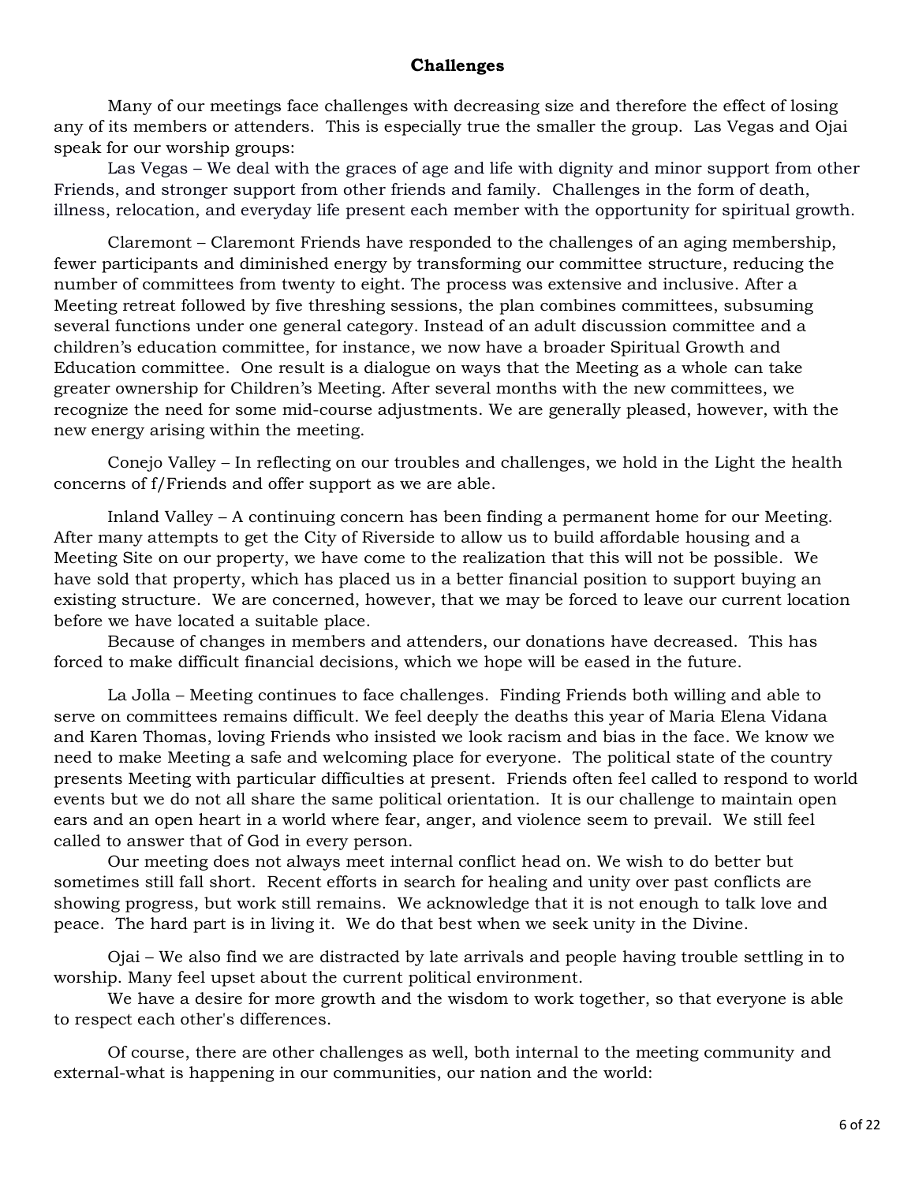## Challenges

Many of our meetings face challenges with decreasing size and therefore the effect of losing any of its members or attenders. This is especially true the smaller the group. Las Vegas and Ojai speak for our worship groups:

Las Vegas – We deal with the graces of age and life with dignity and minor support from other Friends, and stronger support from other friends and family. Challenges in the form of death, illness, relocation, and everyday life present each member with the opportunity for spiritual growth.

Claremont – Claremont Friends have responded to the challenges of an aging membership, fewer participants and diminished energy by transforming our committee structure, reducing the number of committees from twenty to eight. The process was extensive and inclusive. After a Meeting retreat followed by five threshing sessions, the plan combines committees, subsuming several functions under one general category. Instead of an adult discussion committee and a children's education committee, for instance, we now have a broader Spiritual Growth and Education committee. One result is a dialogue on ways that the Meeting as a whole can take greater ownership for Children's Meeting. After several months with the new committees, we recognize the need for some mid-course adjustments. We are generally pleased, however, with the new energy arising within the meeting.

Conejo Valley – In reflecting on our troubles and challenges, we hold in the Light the health concerns of f/Friends and offer support as we are able.

Inland Valley – A continuing concern has been finding a permanent home for our Meeting. After many attempts to get the City of Riverside to allow us to build affordable housing and a Meeting Site on our property, we have come to the realization that this will not be possible. We have sold that property, which has placed us in a better financial position to support buying an existing structure. We are concerned, however, that we may be forced to leave our current location before we have located a suitable place.

Because of changes in members and attenders, our donations have decreased. This has forced to make difficult financial decisions, which we hope will be eased in the future.

La Jolla – Meeting continues to face challenges. Finding Friends both willing and able to serve on committees remains difficult. We feel deeply the deaths this year of Maria Elena Vidana and Karen Thomas, loving Friends who insisted we look racism and bias in the face. We know we need to make Meeting a safe and welcoming place for everyone. The political state of the country presents Meeting with particular difficulties at present. Friends often feel called to respond to world events but we do not all share the same political orientation. It is our challenge to maintain open ears and an open heart in a world where fear, anger, and violence seem to prevail. We still feel called to answer that of God in every person.

Our meeting does not always meet internal conflict head on. We wish to do better but sometimes still fall short. Recent efforts in search for healing and unity over past conflicts are showing progress, but work still remains. We acknowledge that it is not enough to talk love and peace. The hard part is in living it. We do that best when we seek unity in the Divine.

Ojai – We also find we are distracted by late arrivals and people having trouble settling in to worship. Many feel upset about the current political environment.

We have a desire for more growth and the wisdom to work together, so that everyone is able to respect each other's differences.

Of course, there are other challenges as well, both internal to the meeting community and external-what is happening in our communities, our nation and the world: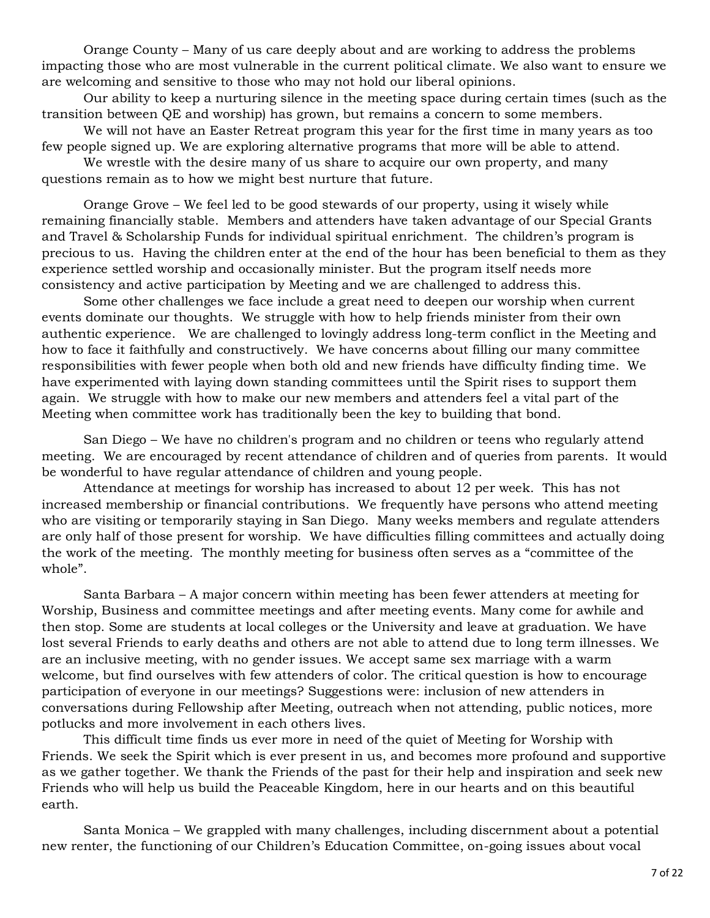Orange County – Many of us care deeply about and are working to address the problems impacting those who are most vulnerable in the current political climate. We also want to ensure we are welcoming and sensitive to those who may not hold our liberal opinions.

Our ability to keep a nurturing silence in the meeting space during certain times (such as the transition between QE and worship) has grown, but remains a concern to some members.

We will not have an Easter Retreat program this year for the first time in many years as too few people signed up. We are exploring alternative programs that more will be able to attend.

We wrestle with the desire many of us share to acquire our own property, and many questions remain as to how we might best nurture that future.

Orange Grove – We feel led to be good stewards of our property, using it wisely while remaining financially stable. Members and attenders have taken advantage of our Special Grants and Travel & Scholarship Funds for individual spiritual enrichment. The children's program is precious to us. Having the children enter at the end of the hour has been beneficial to them as they experience settled worship and occasionally minister. But the program itself needs more consistency and active participation by Meeting and we are challenged to address this.

Some other challenges we face include a great need to deepen our worship when current events dominate our thoughts. We struggle with how to help friends minister from their own authentic experience. We are challenged to lovingly address long-term conflict in the Meeting and how to face it faithfully and constructively. We have concerns about filling our many committee responsibilities with fewer people when both old and new friends have difficulty finding time. We have experimented with laying down standing committees until the Spirit rises to support them again. We struggle with how to make our new members and attenders feel a vital part of the Meeting when committee work has traditionally been the key to building that bond.

San Diego – We have no children's program and no children or teens who regularly attend meeting. We are encouraged by recent attendance of children and of queries from parents. It would be wonderful to have regular attendance of children and young people.

Attendance at meetings for worship has increased to about 12 per week. This has not increased membership or financial contributions. We frequently have persons who attend meeting who are visiting or temporarily staying in San Diego. Many weeks members and regulate attenders are only half of those present for worship. We have difficulties filling committees and actually doing the work of the meeting. The monthly meeting for business often serves as a "committee of the whole".

Santa Barbara – A major concern within meeting has been fewer attenders at meeting for Worship, Business and committee meetings and after meeting events. Many come for awhile and then stop. Some are students at local colleges or the University and leave at graduation. We have lost several Friends to early deaths and others are not able to attend due to long term illnesses. We are an inclusive meeting, with no gender issues. We accept same sex marriage with a warm welcome, but find ourselves with few attenders of color. The critical question is how to encourage participation of everyone in our meetings? Suggestions were: inclusion of new attenders in conversations during Fellowship after Meeting, outreach when not attending, public notices, more potlucks and more involvement in each others lives.

This difficult time finds us ever more in need of the quiet of Meeting for Worship with Friends. We seek the Spirit which is ever present in us, and becomes more profound and supportive as we gather together. We thank the Friends of the past for their help and inspiration and seek new Friends who will help us build the Peaceable Kingdom, here in our hearts and on this beautiful earth.

Santa Monica – We grappled with many challenges, including discernment about a potential new renter, the functioning of our Children's Education Committee, on-going issues about vocal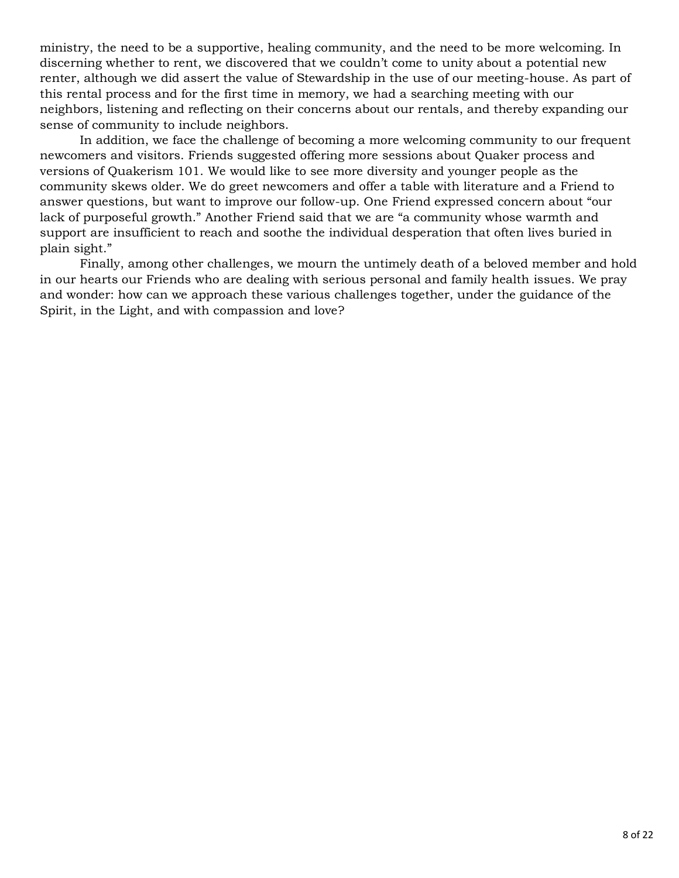ministry, the need to be a supportive, healing community, and the need to be more welcoming. In discerning whether to rent, we discovered that we couldn't come to unity about a potential new renter, although we did assert the value of Stewardship in the use of our meeting-house. As part of this rental process and for the first time in memory, we had a searching meeting with our neighbors, listening and reflecting on their concerns about our rentals, and thereby expanding our sense of community to include neighbors.

In addition, we face the challenge of becoming a more welcoming community to our frequent newcomers and visitors. Friends suggested offering more sessions about Quaker process and versions of Quakerism 101. We would like to see more diversity and younger people as the community skews older. We do greet newcomers and offer a table with literature and a Friend to answer questions, but want to improve our follow-up. One Friend expressed concern about "our lack of purposeful growth." Another Friend said that we are "a community whose warmth and support are insufficient to reach and soothe the individual desperation that often lives buried in plain sight."

Finally, among other challenges, we mourn the untimely death of a beloved member and hold in our hearts our Friends who are dealing with serious personal and family health issues. We pray and wonder: how can we approach these various challenges together, under the guidance of the Spirit, in the Light, and with compassion and love?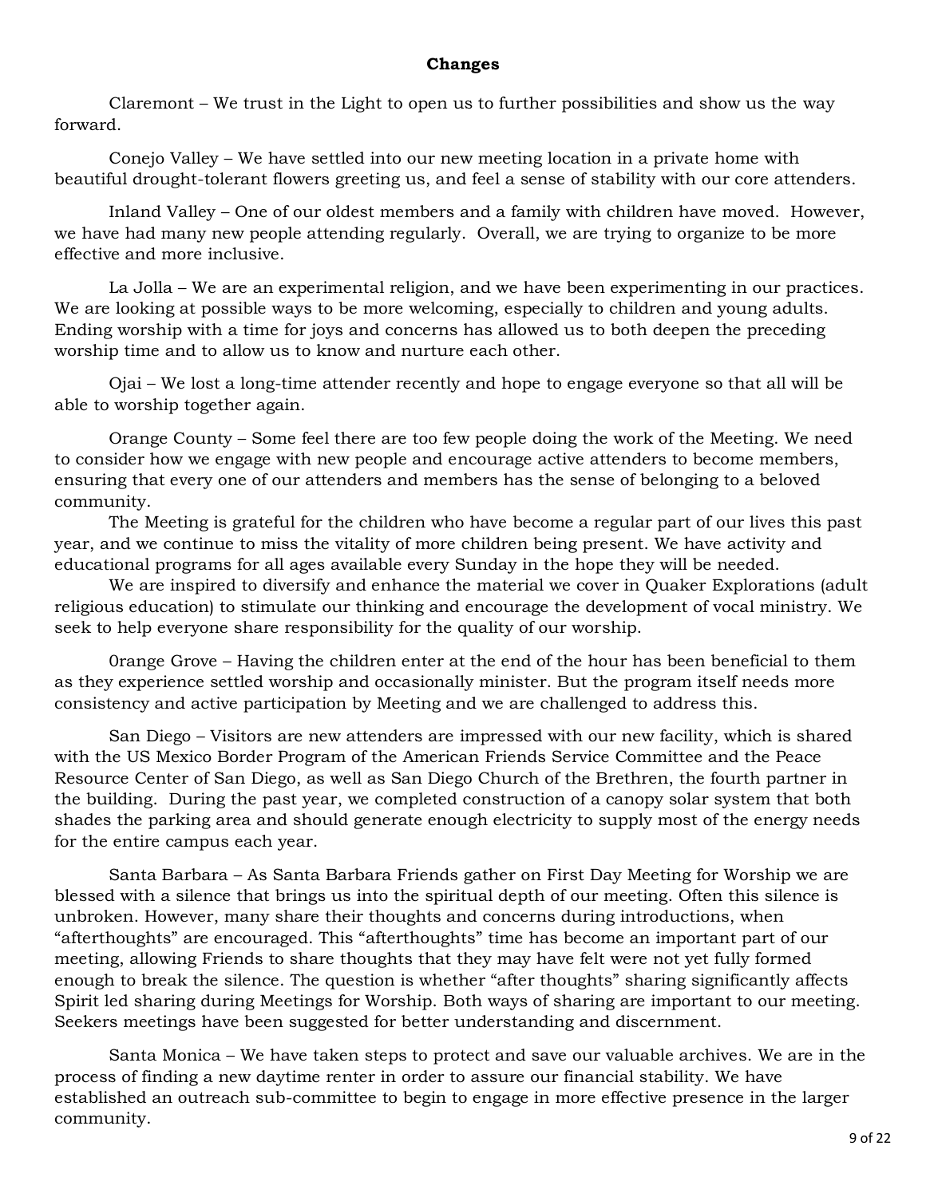**Changes**

Claremont – We trust in the Light to open us to further possibilities and show us the way forward.

Conejo Valley – We have settled into our new meeting location in a private home with beautiful drought-tolerant flowers greeting us, and feel a sense of stability with our core attenders.

Inland Valley – One of our oldest members and a family with children have moved. However, we have had many new people attending regularly. Overall, we are trying to organize to be more effective and more inclusive.

La Jolla – We are an experimental religion, and we have been experimenting in our practices. We are looking at possible ways to be more welcoming, especially to children and young adults. Ending worship with a time for joys and concerns has allowed us to both deepen the preceding worship time and to allow us to know and nurture each other.

Ojai – We lost a long-time attender recently and hope to engage everyone so that all will be able to worship together again.

Orange County – Some feel there are too few people doing the work of the Meeting. We need to consider how we engage with new people and encourage active attenders to become members, ensuring that every one of our attenders and members has the sense of belonging to a beloved community.

The Meeting is grateful for the children who have become a regular part of our lives this past year, and we continue to miss the vitality of more children being present. We have activity and educational programs for all ages available every Sunday in the hope they will be needed.

We are inspired to diversify and enhance the material we cover in Quaker Explorations (adult religious education) to stimulate our thinking and encourage the development of vocal ministry. We seek to help everyone share responsibility for the quality of our worship.

0range Grove – Having the children enter at the end of the hour has been beneficial to them as they experience settled worship and occasionally minister. But the program itself needs more consistency and active participation by Meeting and we are challenged to address this.

San Diego – Visitors are new attenders are impressed with our new facility, which is shared with the US Mexico Border Program of the American Friends Service Committee and the Peace Resource Center of San Diego, as well as San Diego Church of the Brethren, the fourth partner in the building. During the past year, we completed construction of a canopy solar system that both shades the parking area and should generate enough electricity to supply most of the energy needs for the entire campus each year.

Santa Barbara – As Santa Barbara Friends gather on First Day Meeting for Worship we are blessed with a silence that brings us into the spiritual depth of our meeting. Often this silence is unbroken. However, many share their thoughts and concerns during introductions, when "afterthoughts" are encouraged. This "afterthoughts" time has become an important part of our meeting, allowing Friends to share thoughts that they may have felt were not yet fully formed enough to break the silence. The question is whether "after thoughts" sharing significantly affects Spirit led sharing during Meetings for Worship. Both ways of sharing are important to our meeting. Seekers meetings have been suggested for better understanding and discernment.

Santa Monica – We have taken steps to protect and save our valuable archives. We are in the process of finding a new daytime renter in order to assure our financial stability. We have established an outreach sub-committee to begin to engage in more effective presence in the larger community.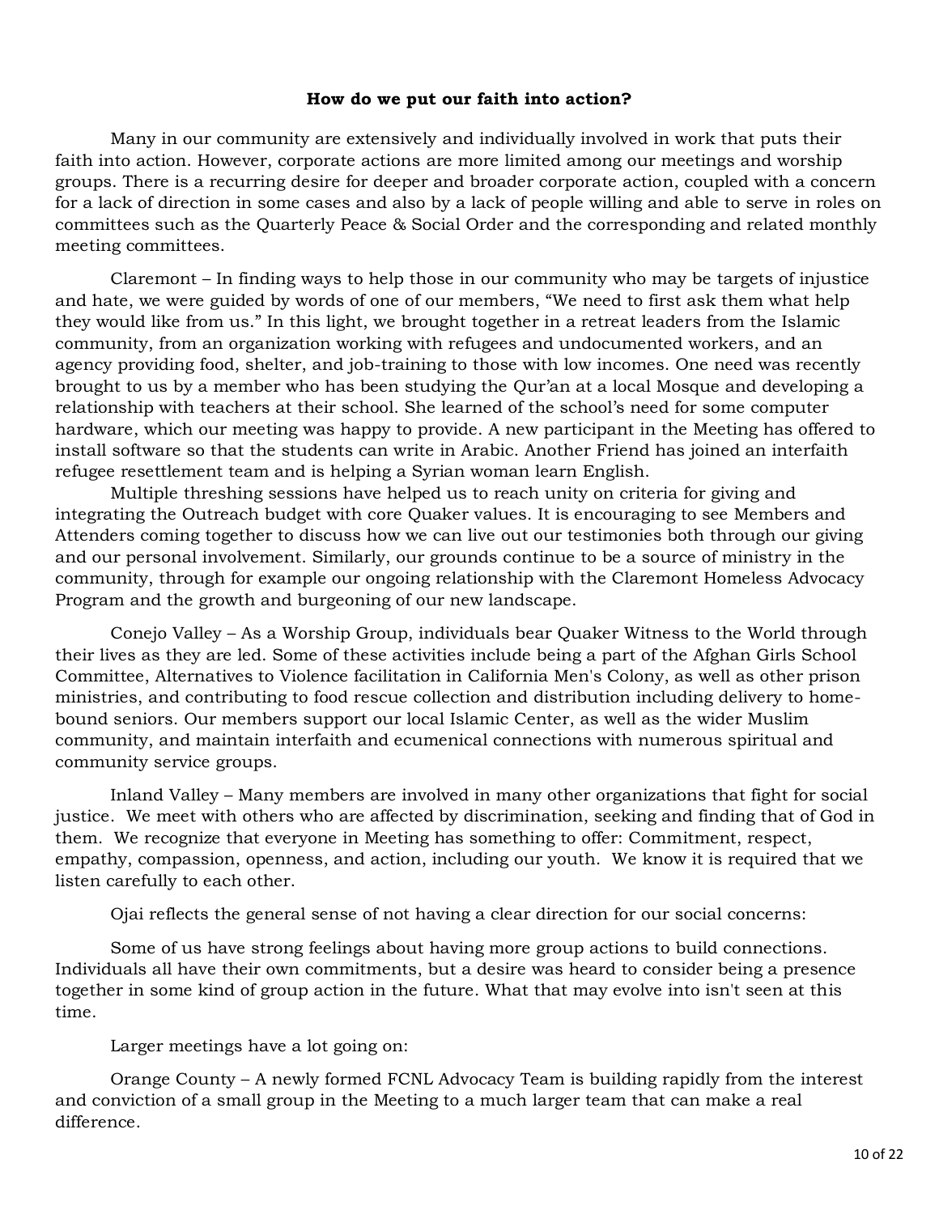**How do we put our faith into action?**

Many in our community are extensively and individually involved in work that puts their faith into action. However, corporate actions are more limited among our meetings and worship groups. There is a recurring desire for deeper and broader corporate action, coupled with a concern for a lack of direction in some cases and also by a lack of people willing and able to serve in roles on committees such as the Quarterly Peace & Social Order and the corresponding and related monthly meeting committees.

Claremont – In finding ways to help those in our community who may be targets of injustice and hate, we were guided by words of one of our members, "We need to first ask them what help they would like from us." In this light, we brought together in a retreat leaders from the Islamic community, from an organization working with refugees and undocumented workers, and an agency providing food, shelter, and job-training to those with low incomes. One need was recently brought to us by a member who has been studying the Qur'an at a local Mosque and developing a relationship with teachers at their school. She learned of the school's need for some computer hardware, which our meeting was happy to provide. A new participant in the Meeting has offered to install software so that the students can write in Arabic. Another Friend has joined an interfaith refugee resettlement team and is helping a Syrian woman learn English.

Multiple threshing sessions have helped us to reach unity on criteria for giving and integrating the Outreach budget with core Quaker values. It is encouraging to see Members and Attenders coming together to discuss how we can live out our testimonies both through our giving and our personal involvement. Similarly, our grounds continue to be a source of ministry in the community, through for example our ongoing relationship with the Claremont Homeless Advocacy Program and the growth and burgeoning of our new landscape.

Conejo Valley – As a Worship Group, individuals bear Quaker Witness to the World through their lives as they are led. Some of these activities include being a part of the Afghan Girls School Committee, Alternatives to Violence facilitation in California Men's Colony, as well as other prison ministries, and contributing to food rescue collection and distribution including delivery to home-bound seniors. Our members support our local Islamic Center, as well as the wider Muslim community, and maintain interfaith and ecumenical connections with numerous spiritual and community service groups.

Inland Valley – Many members are involved in many other organizations that fight for social justice. We meet with others who are affected by discrimination, seeking and finding that of God in them. We recognize that everyone in Meeting has something to offer: Commitment, respect, empathy, compassion, openness, and action, including our youth. We know it is required that we listen carefully to each other.

Ojai reflects the general sense of not having a clear direction for our social concerns:

Some of us have strong feelings about having more group actions to build connections. Individuals all have their own commitments, but a desire was heard to consider being a presence together in some kind of group action in the future. What that may evolve into isn't seen at this time.

Larger meetings have a lot going on:

Orange County – A newly formed FCNL Advocacy Team is building rapidly from the interest and conviction of a small group in the Meeting to a much larger team that can make a real difference.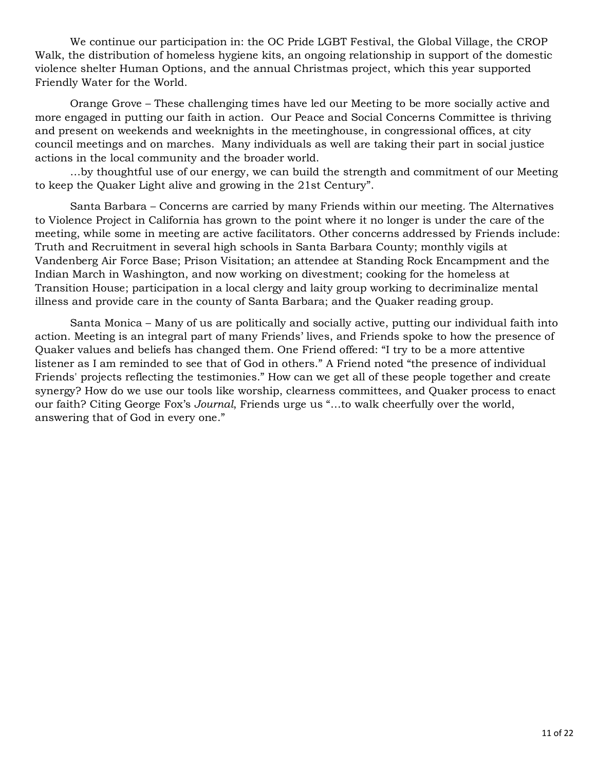We continue our participation in: the OC Pride LGBT Festival, the Global Village, the CROP Walk, the distribution of homeless hygiene kits, an ongoing relationship in support of the domestic violence shelter Human Options, and the annual Christmas project, which this year supported Friendly Water for the World.

Orange Grove – These challenging times have led our Meeting to be more socially active and more engaged in putting our faith in action. Our Peace and Social Concerns Committee is thriving and present on weekends and weeknights in the meetinghouse, in congressional offices, at city council meetings and on marches. Many individuals as well are taking their part in social justice actions in the local community and the broader world.

…by thoughtful use of our energy, we can build the strength and commitment of our Meeting to keep the Quaker Light alive and growing in the 21st Century".

Santa Barbara – Concerns are carried by many Friends within our meeting. The Alternatives to Violence Project in California has grown to the point where it no longer is under the care of the meeting, while some in meeting are active facilitators. Other concerns addressed by Friends include: Truth and Recruitment in several high schools in Santa Barbara County; monthly vigils at Vandenberg Air Force Base; Prison Visitation; an attendee at Standing Rock Encampment and the Indian March in Washington, and now working on divestment; cooking for the homeless at Transition House; participation in a local clergy and laity group working to decriminalize mental illness and provide care in the county of Santa Barbara; and the Quaker reading group.

Santa Monica – Many of us are politically and socially active, putting our individual faith into action. Meeting is an integral part of many Friends' lives, and Friends spoke to how the presence of Quaker values and beliefs has changed them. One Friend offered: "I try to be a more attentive listener as I am reminded to see that of God in others." A Friend noted "the presence of individual Friends' projects reflecting the testimonies." How can we get all of these people together and create synergy? How do we use our tools like worship, clearness committees, and Quaker process to enact our faith? Citing George Fox's *Journal*, Friends urge us "…to walk cheerfully over the world, answering that of God in every one."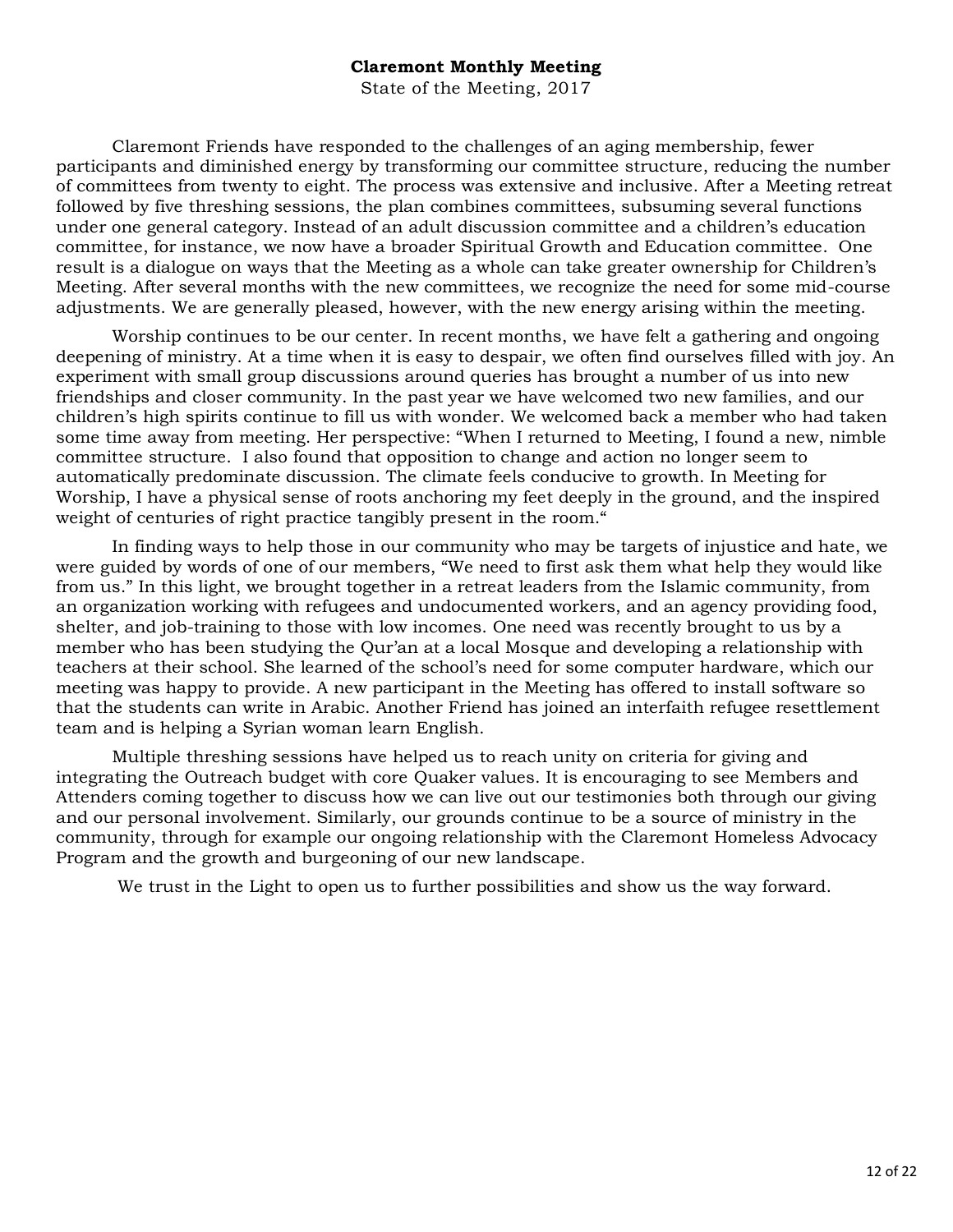**Claremont Monthly Meeting**

State of the Meeting, 2017

Claremont Friends have responded to the challenges of an aging membership, fewer participants and diminished energy by transforming our committee structure, reducing the number of committees from twenty to eight. The process was extensive and inclusive. After a Meeting retreat followed by five threshing sessions, the plan combines committees, subsuming several functions under one general category. Instead of an adult discussion committee and a children's education committee, for instance, we now have a broader Spiritual Growth and Education committee. One result is a dialogue on ways that the Meeting as a whole can take greater ownership for Children's Meeting. After several months with the new committees, we recognize the need for some mid-course adjustments. We are generally pleased, however, with the new energy arising within the meeting.

Worship continues to be our center. In recent months, we have felt a gathering and ongoing deepening of ministry. At a time when it is easy to despair, we often find ourselves filled with joy. An experiment with small group discussions around queries has brought a number of us into new friendships and closer community. In the past year we have welcomed two new families, and our children's high spirits continue to fill us with wonder. We welcomed back a member who had taken some time away from meeting. Her perspective: "When I returned to Meeting, I found a new, nimble committee structure. I also found that opposition to change and action no longer seem to automatically predominate discussion. The climate feels conducive to growth. In Meeting for Worship, I have a physical sense of roots anchoring my feet deeply in the ground, and the inspired weight of centuries of right practice tangibly present in the room."

In finding ways to help those in our community who may be targets of injustice and hate, we were guided by words of one of our members, "We need to first ask them what help they would like from us." In this light, we brought together in a retreat leaders from the Islamic community, from an organization working with refugees and undocumented workers, and an agency providing food, shelter, and job-training to those with low incomes. One need was recently brought to us by a member who has been studying the Qur'an at a local Mosque and developing a relationship with teachers at their school. She learned of the school's need for some computer hardware, which our meeting was happy to provide. A new participant in the Meeting has offered to install software so that the students can write in Arabic. Another Friend has joined an interfaith refugee resettlement team and is helping a Syrian woman learn English.

Multiple threshing sessions have helped us to reach unity on criteria for giving and integrating the Outreach budget with core Quaker values. It is encouraging to see Members and Attenders coming together to discuss how we can live out our testimonies both through our giving and our personal involvement. Similarly, our grounds continue to be a source of ministry in the community, through for example our ongoing relationship with the Claremont Homeless Advocacy Program and the growth and burgeoning of our new landscape.

We trust in the Light to open us to further possibilities and show us the way forward.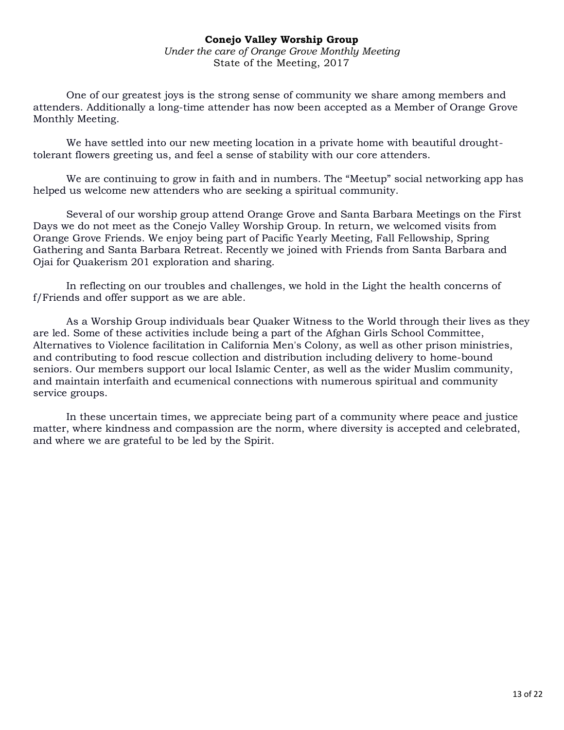**Conejo Valley Worship Group**

*Under the care of Orange Grove Monthly Meeting*

State of the Meeting, 2017

One of our greatest joys is the strong sense of community we share among members and attenders. Additionally a long-time attender has now been accepted as a Member of Orange Grove Monthly Meeting.

We have settled into our new meeting location in a private home with beautiful drought-tolerant flowers greeting us, and feel a sense of stability with our core attenders.

We are continuing to grow in faith and in numbers. The "Meetup" social networking app has helped us welcome new attenders who are seeking a spiritual community.

Several of our worship group attend Orange Grove and Santa Barbara Meetings on the First Days we do not meet as the Conejo Valley Worship Group. In return, we welcomed visits from Orange Grove Friends. We enjoy being part of Pacific Yearly Meeting, Fall Fellowship, Spring Gathering and Santa Barbara Retreat. Recently we joined with Friends from Santa Barbara and Ojai for Quakerism 201 exploration and sharing.

In reflecting on our troubles and challenges, we hold in the Light the health concerns of f/Friends and offer support as we are able.

As a Worship Group individuals bear Quaker Witness to the World through their lives as they are led. Some of these activities include being a part of the Afghan Girls School Committee, Alternatives to Violence facilitation in California Men's Colony, as well as other prison ministries, and contributing to food rescue collection and distribution including delivery to home-bound seniors. Our members support our local Islamic Center, as well as the wider Muslim community, and maintain interfaith and ecumenical connections with numerous spiritual and community service groups.

In these uncertain times, we appreciate being part of a community where peace and justice matter, where kindness and compassion are the norm, where diversity is accepted and celebrated, and where we are grateful to be led by the Spirit.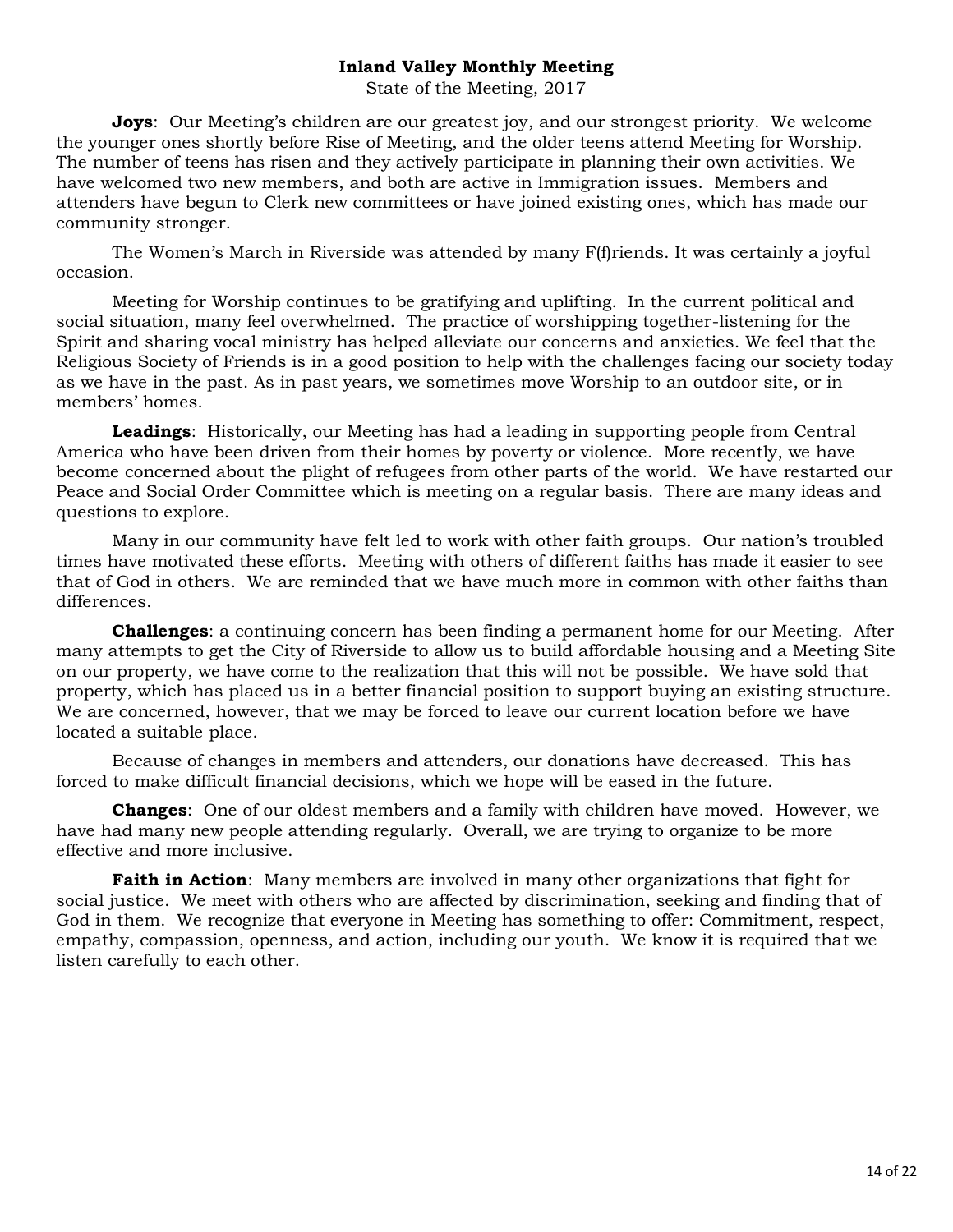**Inland Valley Monthly Meeting**

State of the Meeting, 2017

**Joys**: Our Meeting's children are our greatest joy, and our strongest priority. We welcome the younger ones shortly before Rise of Meeting, and the older teens attend Meeting for Worship. The number of teens has risen and they actively participate in planning their own activities. We have welcomed two new members, and both are active in Immigration issues. Members and attenders have begun to Clerk new committees or have joined existing ones, which has made our community stronger.

The Women's March in Riverside was attended by many F(f)riends. It was certainly a joyful occasion.

Meeting for Worship continues to be gratifying and uplifting. In the current political and social situation, many feel overwhelmed. The practice of worshipping together-listening for the Spirit and sharing vocal ministry has helped alleviate our concerns and anxieties. We feel that the Religious Society of Friends is in a good position to help with the challenges facing our society today as we have in the past. As in past years, we sometimes move Worship to an outdoor site, or in members' homes.

**Leadings**: Historically, our Meeting has had a leading in supporting people from Central America who have been driven from their homes by poverty or violence. More recently, we have become concerned about the plight of refugees from other parts of the world. We have restarted our Peace and Social Order Committee which is meeting on a regular basis. There are many ideas and questions to explore.

Many in our community have felt led to work with other faith groups. Our nation's troubled times have motivated these efforts. Meeting with others of different faiths has made it easier to see that of God in others. We are reminded that we have much more in common with other faiths than differences.

**Challenges**: a continuing concern has been finding a permanent home for our Meeting. After many attempts to get the City of Riverside to allow us to build affordable housing and a Meeting Site on our property, we have come to the realization that this will not be possible. We have sold that property, which has placed us in a better financial position to support buying an existing structure. We are concerned, however, that we may be forced to leave our current location before we have located a suitable place.

Because of changes in members and attenders, our donations have decreased. This has forced to make difficult financial decisions, which we hope will be eased in the future.

**Changes**: One of our oldest members and a family with children have moved. However, we have had many new people attending regularly. Overall, we are trying to organize to be more effective and more inclusive.

**Faith in Action**: Many members are involved in many other organizations that fight for social justice. We meet with others who are affected by discrimination, seeking and finding that of God in them. We recognize that everyone in Meeting has something to offer: Commitment, respect, empathy, compassion, openness, and action, including our youth. We know it is required that we listen carefully to each other.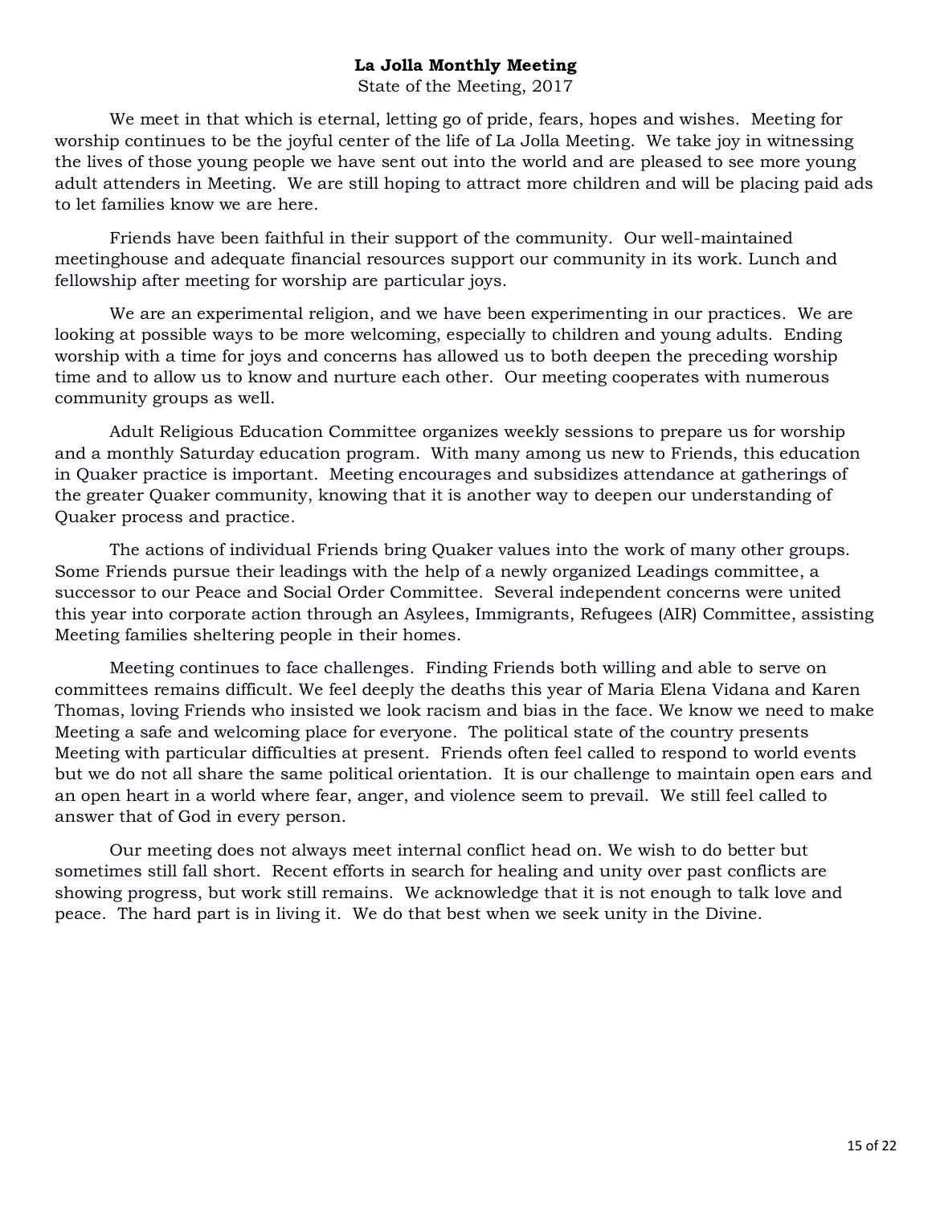**La Jolla Monthly Meeting**

State of the Meeting, 2017

We meet in that which is eternal, letting go of pride, fears, hopes and wishes. Meeting for worship continues to be the joyful center of the life of La Jolla Meeting. We take joy in witnessing the lives of those young people we have sent out into the world and are pleased to see more young adult attenders in Meeting. We are still hoping to attract more children and will be placing paid ads to let families know we are here.

Friends have been faithful in their support of the community. Our well-maintained meetinghouse and adequate financial resources support our community in its work. Lunch and fellowship after meeting for worship are particular joys.

We are an experimental religion, and we have been experimenting in our practices. We are looking at possible ways to be more welcoming, especially to children and young adults. Ending worship with a time for joys and concerns has allowed us to both deepen the preceding worship time and to allow us to know and nurture each other. Our meeting cooperates with numerous community groups as well.

Adult Religious Education Committee organizes weekly sessions to prepare us for worship and a monthly Saturday education program. With many among us new to Friends, this education in Quaker practice is important. Meeting encourages and subsidizes attendance at gatherings of the greater Quaker community, knowing that it is another way to deepen our understanding of Quaker process and practice.

The actions of individual Friends bring Quaker values into the work of many other groups. Some Friends pursue their leadings with the help of a newly organized Leadings committee, a successor to our Peace and Social Order Committee. Several independent concerns were united this year into corporate action through an Asylees, Immigrants, Refugees (AIR) Committee, assisting Meeting families sheltering people in their homes.

Meeting continues to face challenges. Finding Friends both willing and able to serve on committees remains difficult. We feel deeply the deaths this year of Maria Elena Vidana and Karen Thomas, loving Friends who insisted we look racism and bias in the face. We know we need to make Meeting a safe and welcoming place for everyone. The political state of the country presents Meeting with particular difficulties at present. Friends often feel called to respond to world events but we do not all share the same political orientation. It is our challenge to maintain open ears and an open heart in a world where fear, anger, and violence seem to prevail. We still feel called to answer that of God in every person.

Our meeting does not always meet internal conflict head on. We wish to do better but sometimes still fall short. Recent efforts in search for healing and unity over past conflicts are showing progress, but work still remains. We acknowledge that it is not enough to talk love and peace. The hard part is in living it. We do that best when we seek unity in the Divine.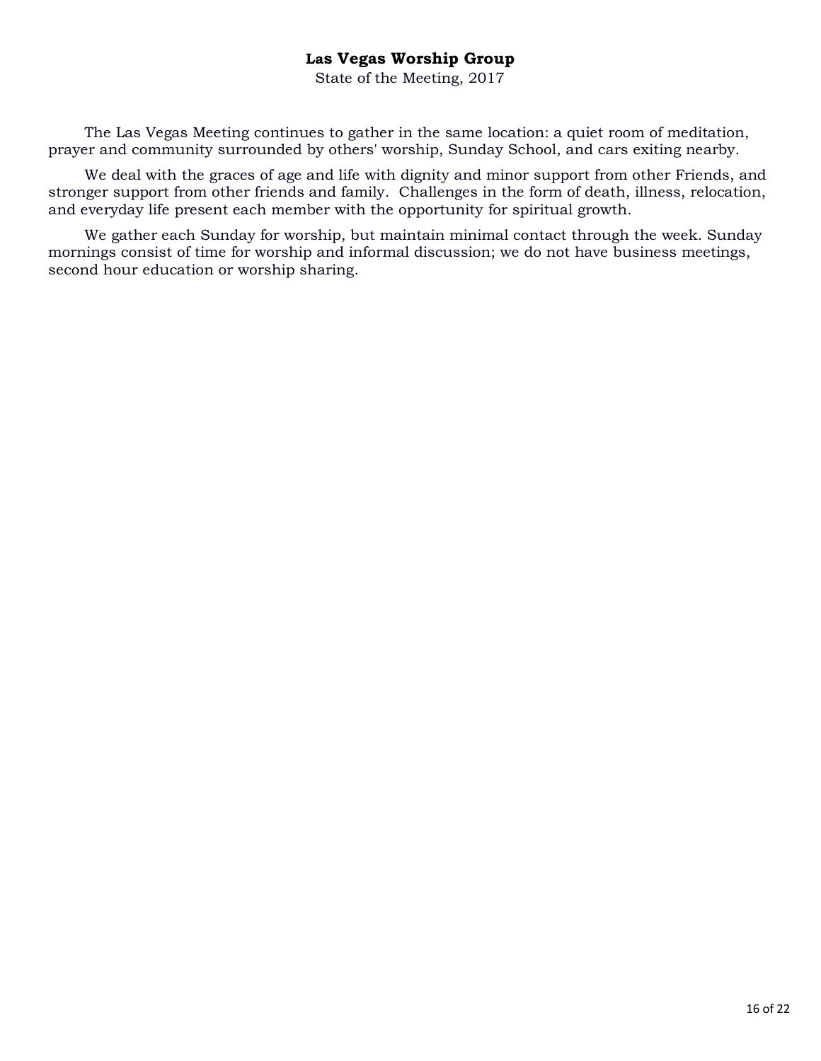## Las Vegas Worship Group

State of the Meeting, 2017

The Las Vegas Meeting continues to gather in the same location: a quiet room of meditation, prayer and community surrounded by others' worship, Sunday School, and cars exiting nearby.

We deal with the graces of age and life with dignity and minor support from other Friends, and stronger support from other friends and family. Challenges in the form of death, illness, relocation, and everyday life present each member with the opportunity for spiritual growth.

We gather each Sunday for worship, but maintain minimal contact through the week. Sunday mornings consist of time for worship and informal discussion; we do not have business meetings, second hour education or worship sharing.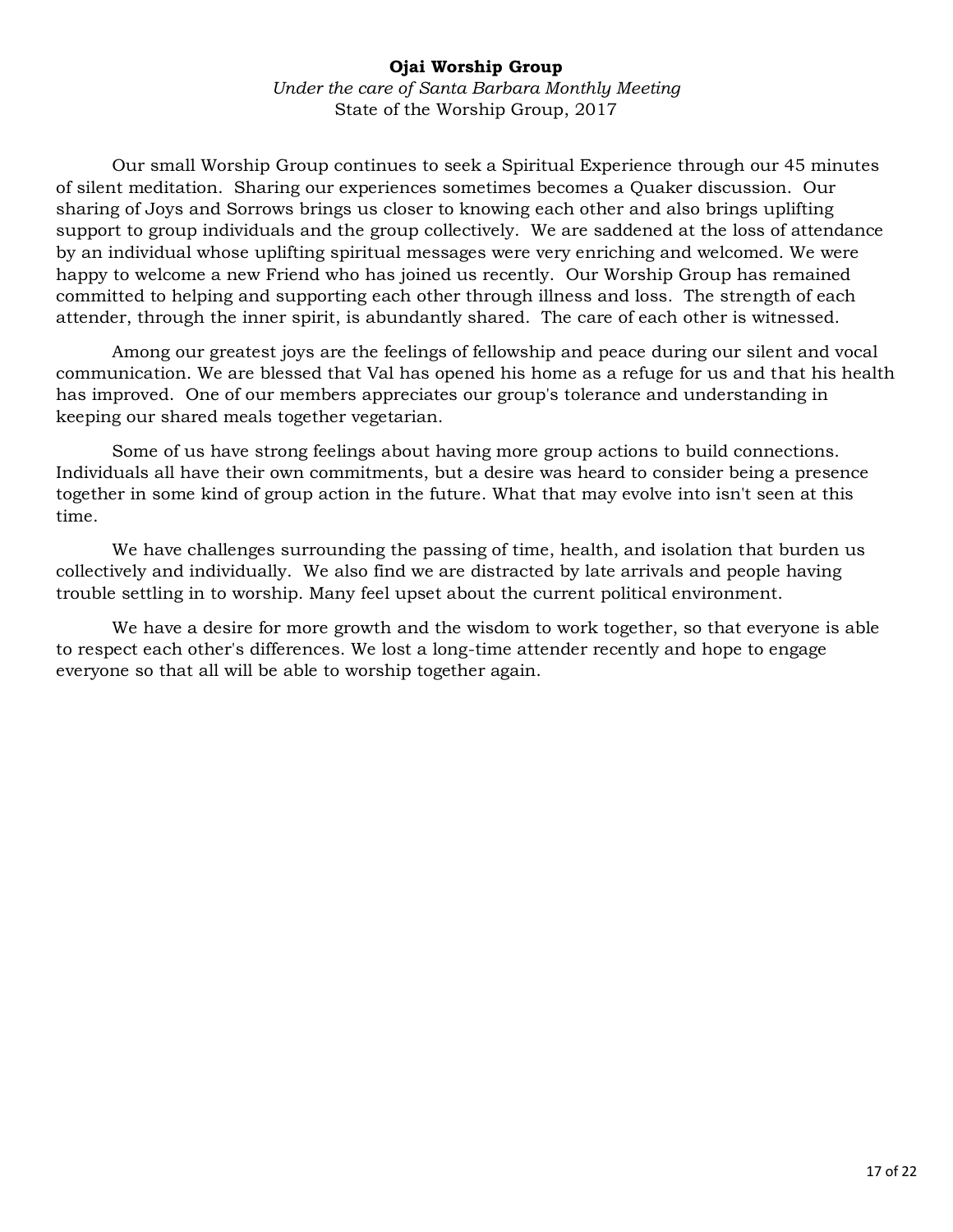**Ojai Worship Group**

*Under the care of Santa Barbara Monthly Meeting*

State of the Worship Group, 2017

Our small Worship Group continues to seek a Spiritual Experience through our 45 minutes of silent meditation. Sharing our experiences sometimes becomes a Quaker discussion. Our sharing of Joys and Sorrows brings us closer to knowing each other and also brings uplifting support to group individuals and the group collectively. We are saddened at the loss of attendance by an individual whose uplifting spiritual messages were very enriching and welcomed. We were happy to welcome a new Friend who has joined us recently. Our Worship Group has remained committed to helping and supporting each other through illness and loss. The strength of each attender, through the inner spirit, is abundantly shared. The care of each other is witnessed.

Among our greatest joys are the feelings of fellowship and peace during our silent and vocal communication. We are blessed that Val has opened his home as a refuge for us and that his health has improved. One of our members appreciates our group's tolerance and understanding in keeping our shared meals together vegetarian.

Some of us have strong feelings about having more group actions to build connections. Individuals all have their own commitments, but a desire was heard to consider being a presence together in some kind of group action in the future. What that may evolve into isn't seen at this time.

We have challenges surrounding the passing of time, health, and isolation that burden us collectively and individually. We also find we are distracted by late arrivals and people having trouble settling in to worship. Many feel upset about the current political environment.

We have a desire for more growth and the wisdom to work together, so that everyone is able to respect each other's differences. We lost a long-time attender recently and hope to engage everyone so that all will be able to worship together again.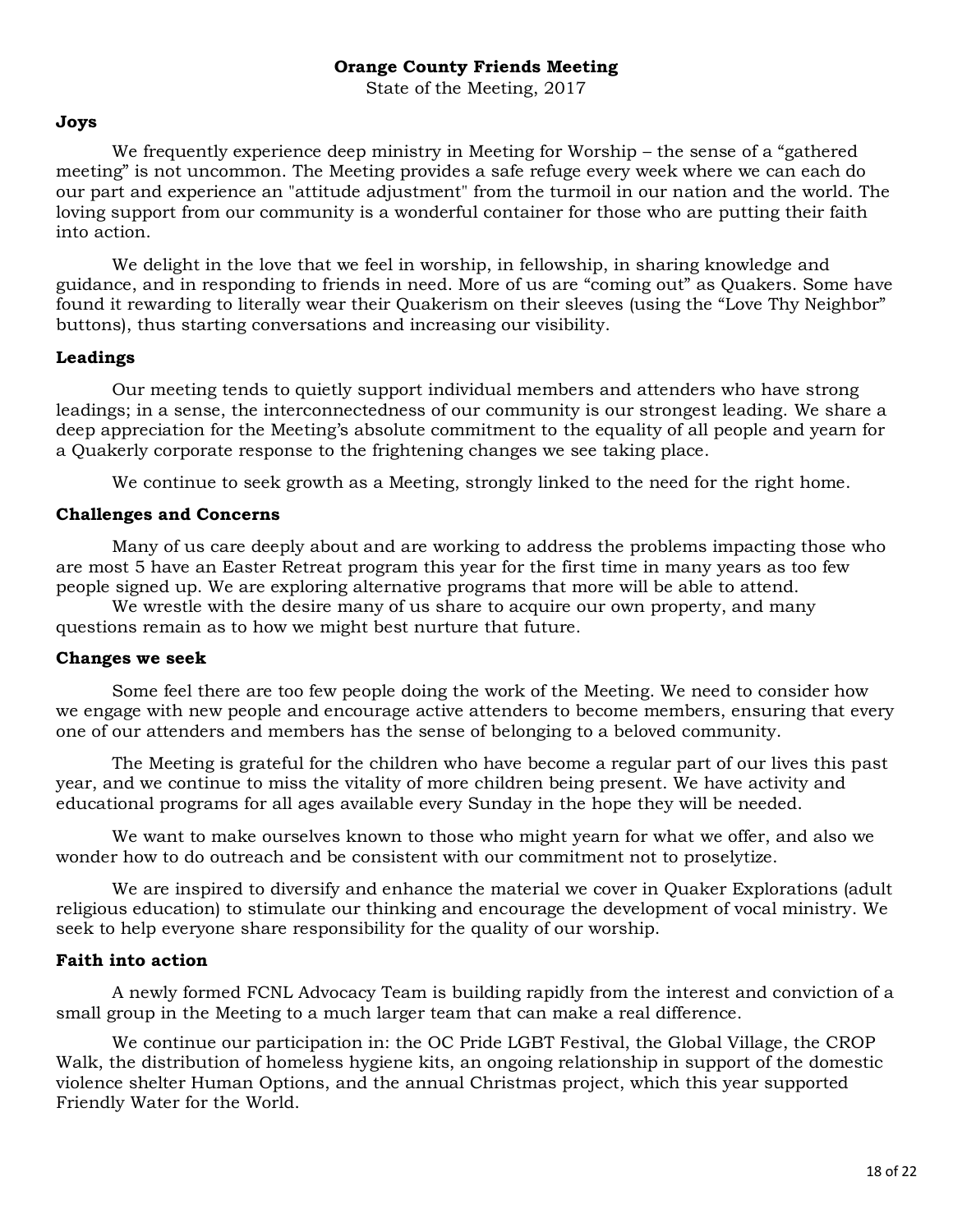**Orange County Friends Meeting**

State of the Meeting, 2017

**Joys**

We frequently experience deep ministry in Meeting for Worship – the sense of a "gathered meeting" is not uncommon. The Meeting provides a safe refuge every week where we can each do our part and experience an "attitude adjustment" from the turmoil in our nation and the world. The loving support from our community is a wonderful container for those who are putting their faith into action.

We delight in the love that we feel in worship, in fellowship, in sharing knowledge and guidance, and in responding to friends in need. More of us are "coming out" as Quakers. Some have found it rewarding to literally wear their Quakerism on their sleeves (using the "Love Thy Neighbor" buttons), thus starting conversations and increasing our visibility.

**Leadings**

Our meeting tends to quietly support individual members and attenders who have strong leadings; in a sense, the interconnectedness of our community is our strongest leading. We share a deep appreciation for the Meeting's absolute commitment to the equality of all people and yearn for a Quakerly corporate response to the frightening changes we see taking place.

We continue to seek growth as a Meeting, strongly linked to the need for the right home.

**Challenges and Concerns**

Many of us care deeply about and are working to address the problems impacting those who are most 5 have an Easter Retreat program this year for the first time in many years as too few people signed up. We are exploring alternative programs that more will be able to attend.

We wrestle with the desire many of us share to acquire our own property, and many questions remain as to how we might best nurture that future.

**Changes we seek**

Some feel there are too few people doing the work of the Meeting. We need to consider how we engage with new people and encourage active attenders to become members, ensuring that every one of our attenders and members has the sense of belonging to a beloved community.

The Meeting is grateful for the children who have become a regular part of our lives this past year, and we continue to miss the vitality of more children being present. We have activity and educational programs for all ages available every Sunday in the hope they will be needed.

We want to make ourselves known to those who might yearn for what we offer, and also we wonder how to do outreach and be consistent with our commitment not to proselytize.

We are inspired to diversify and enhance the material we cover in Quaker Explorations (adult religious education) to stimulate our thinking and encourage the development of vocal ministry. We seek to help everyone share responsibility for the quality of our worship.

**Faith into action**

A newly formed FCNL Advocacy Team is building rapidly from the interest and conviction of a small group in the Meeting to a much larger team that can make a real difference.

We continue our participation in: the OC Pride LGBT Festival, the Global Village, the CROP Walk, the distribution of homeless hygiene kits, an ongoing relationship in support of the domestic violence shelter Human Options, and the annual Christmas project, which this year supported Friendly Water for the World.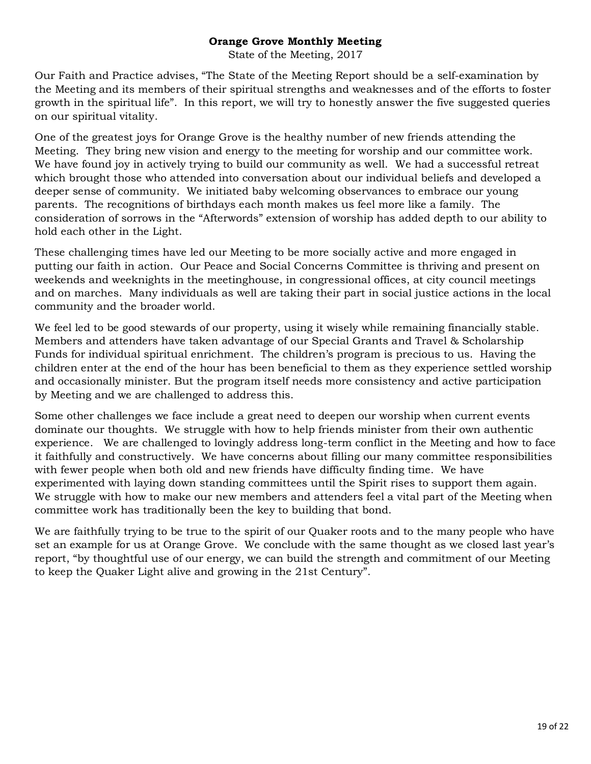**Orange Grove Monthly Meeting**

State of the Meeting, 2017

Our Faith and Practice advises, "The State of the Meeting Report should be a self-examination by the Meeting and its members of their spiritual strengths and weaknesses and of the efforts to foster growth in the spiritual life". In this report, we will try to honestly answer the five suggested queries on our spiritual vitality.

One of the greatest joys for Orange Grove is the healthy number of new friends attending the Meeting. They bring new vision and energy to the meeting for worship and our committee work. We have found joy in actively trying to build our community as well. We had a successful retreat which brought those who attended into conversation about our individual beliefs and developed a deeper sense of community. We initiated baby welcoming observances to embrace our young parents. The recognitions of birthdays each month makes us feel more like a family. The consideration of sorrows in the "Afterwords" extension of worship has added depth to our ability to hold each other in the Light.

These challenging times have led our Meeting to be more socially active and more engaged in putting our faith in action. Our Peace and Social Concerns Committee is thriving and present on weekends and weeknights in the meetinghouse, in congressional offices, at city council meetings and on marches. Many individuals as well are taking their part in social justice actions in the local community and the broader world.

We feel led to be good stewards of our property, using it wisely while remaining financially stable. Members and attenders have taken advantage of our Special Grants and Travel & Scholarship Funds for individual spiritual enrichment. The children's program is precious to us. Having the children enter at the end of the hour has been beneficial to them as they experience settled worship and occasionally minister. But the program itself needs more consistency and active participation by Meeting and we are challenged to address this.

Some other challenges we face include a great need to deepen our worship when current events dominate our thoughts. We struggle with how to help friends minister from their own authentic experience. We are challenged to lovingly address long-term conflict in the Meeting and how to face it faithfully and constructively. We have concerns about filling our many committee responsibilities with fewer people when both old and new friends have difficulty finding time. We have experimented with laying down standing committees until the Spirit rises to support them again. We struggle with how to make our new members and attenders feel a vital part of the Meeting when committee work has traditionally been the key to building that bond.

We are faithfully trying to be true to the spirit of our Quaker roots and to the many people who have set an example for us at Orange Grove. We conclude with the same thought as we closed last year's report, "by thoughtful use of our energy, we can build the strength and commitment of our Meeting to keep the Quaker Light alive and growing in the 21st Century".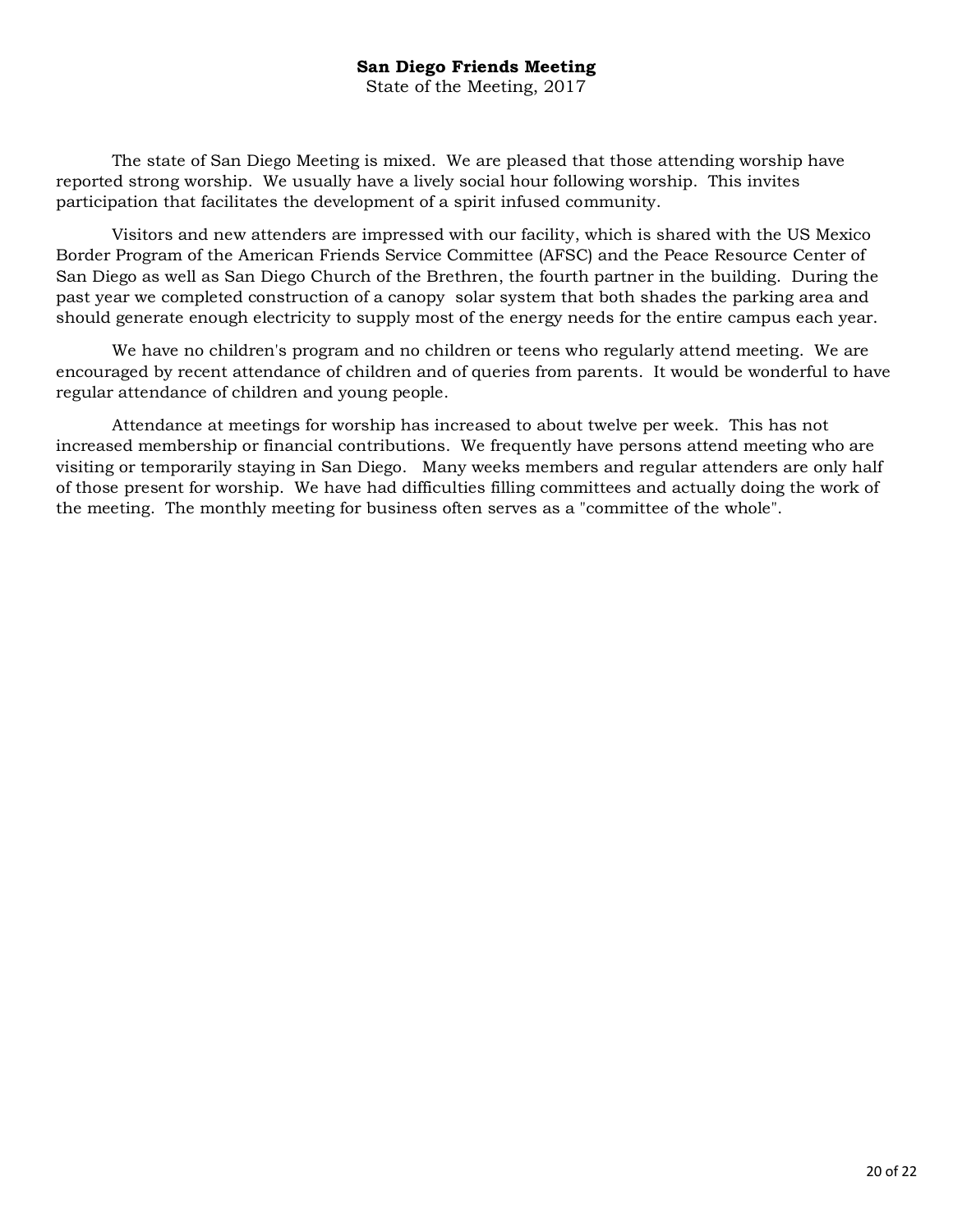**San Diego Friends Meeting**

State of the Meeting, 2017

The state of San Diego Meeting is mixed. We are pleased that those attending worship have reported strong worship. We usually have a lively social hour following worship. This invites participation that facilitates the development of a spirit infused community.

Visitors and new attenders are impressed with our facility, which is shared with the US Mexico Border Program of the American Friends Service Committee (AFSC) and the Peace Resource Center of San Diego as well as San Diego Church of the Brethren, the fourth partner in the building. During the past year we completed construction of a canopy solar system that both shades the parking area and should generate enough electricity to supply most of the energy needs for the entire campus each year.

We have no children's program and no children or teens who regularly attend meeting. We are encouraged by recent attendance of children and of queries from parents. It would be wonderful to have regular attendance of children and young people.

Attendance at meetings for worship has increased to about twelve per week. This has not increased membership or financial contributions. We frequently have persons attend meeting who are visiting or temporarily staying in San Diego. Many weeks members and regular attenders are only half of those present for worship. We have had difficulties filling committees and actually doing the work of the meeting. The monthly meeting for business often serves as a "committee of the whole".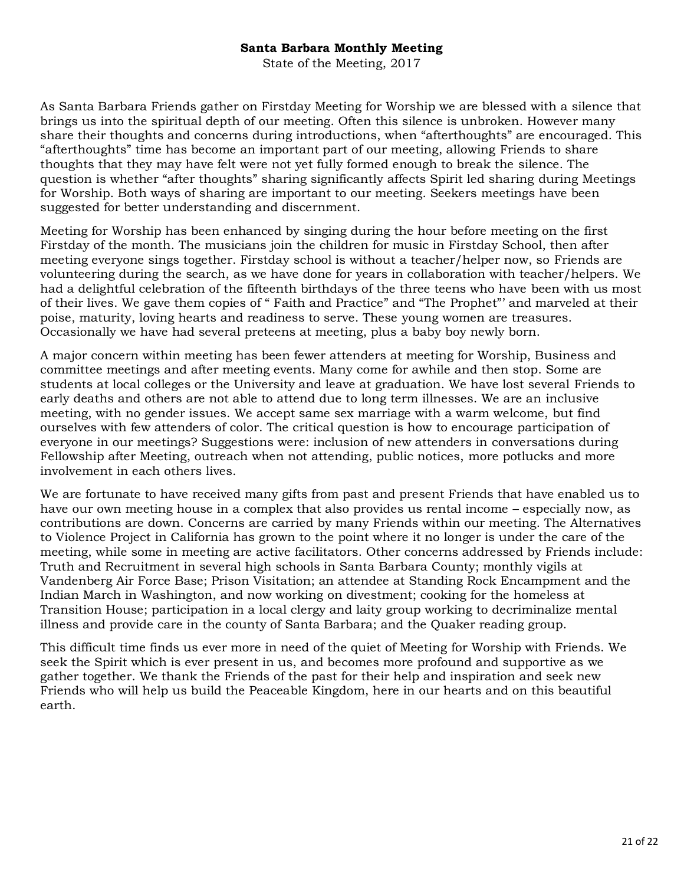**Santa Barbara Monthly Meeting**

State of the Meeting, 2017

As Santa Barbara Friends gather on Firstday Meeting for Worship we are blessed with a silence that brings us into the spiritual depth of our meeting. Often this silence is unbroken. However many share their thoughts and concerns during introductions, when "afterthoughts" are encouraged. This "afterthoughts" time has become an important part of our meeting, allowing Friends to share thoughts that they may have felt were not yet fully formed enough to break the silence. The question is whether "after thoughts" sharing significantly affects Spirit led sharing during Meetings for Worship. Both ways of sharing are important to our meeting. Seekers meetings have been suggested for better understanding and discernment.

Meeting for Worship has been enhanced by singing during the hour before meeting on the first Firstday of the month. The musicians join the children for music in Firstday School, then after meeting everyone sings together. Firstday school is without a teacher/helper now, so Friends are volunteering during the search, as we have done for years in collaboration with teacher/helpers. We had a delightful celebration of the fifteenth birthdays of the three teens who have been with us most of their lives. We gave them copies of " Faith and Practice" and "The Prophet"' and marveled at their poise, maturity, loving hearts and readiness to serve. These young women are treasures. Occasionally we have had several preteens at meeting, plus a baby boy newly born.

A major concern within meeting has been fewer attenders at meeting for Worship, Business and committee meetings and after meeting events. Many come for awhile and then stop. Some are students at local colleges or the University and leave at graduation. We have lost several Friends to early deaths and others are not able to attend due to long term illnesses. We are an inclusive meeting, with no gender issues. We accept same sex marriage with a warm welcome, but find ourselves with few attenders of color. The critical question is how to encourage participation of everyone in our meetings? Suggestions were: inclusion of new attenders in conversations during Fellowship after Meeting, outreach when not attending, public notices, more potlucks and more involvement in each others lives.

We are fortunate to have received many gifts from past and present Friends that have enabled us to have our own meeting house in a complex that also provides us rental income – especially now, as contributions are down. Concerns are carried by many Friends within our meeting. The Alternatives to Violence Project in California has grown to the point where it no longer is under the care of the meeting, while some in meeting are active facilitators. Other concerns addressed by Friends include: Truth and Recruitment in several high schools in Santa Barbara County; monthly vigils at Vandenberg Air Force Base; Prison Visitation; an attendee at Standing Rock Encampment and the Indian March in Washington, and now working on divestment; cooking for the homeless at Transition House; participation in a local clergy and laity group working to decriminalize mental illness and provide care in the county of Santa Barbara; and the Quaker reading group.

This difficult time finds us ever more in need of the quiet of Meeting for Worship with Friends. We seek the Spirit which is ever present in us, and becomes more profound and supportive as we gather together. We thank the Friends of the past for their help and inspiration and seek new Friends who will help us build the Peaceable Kingdom, here in our hearts and on this beautiful earth.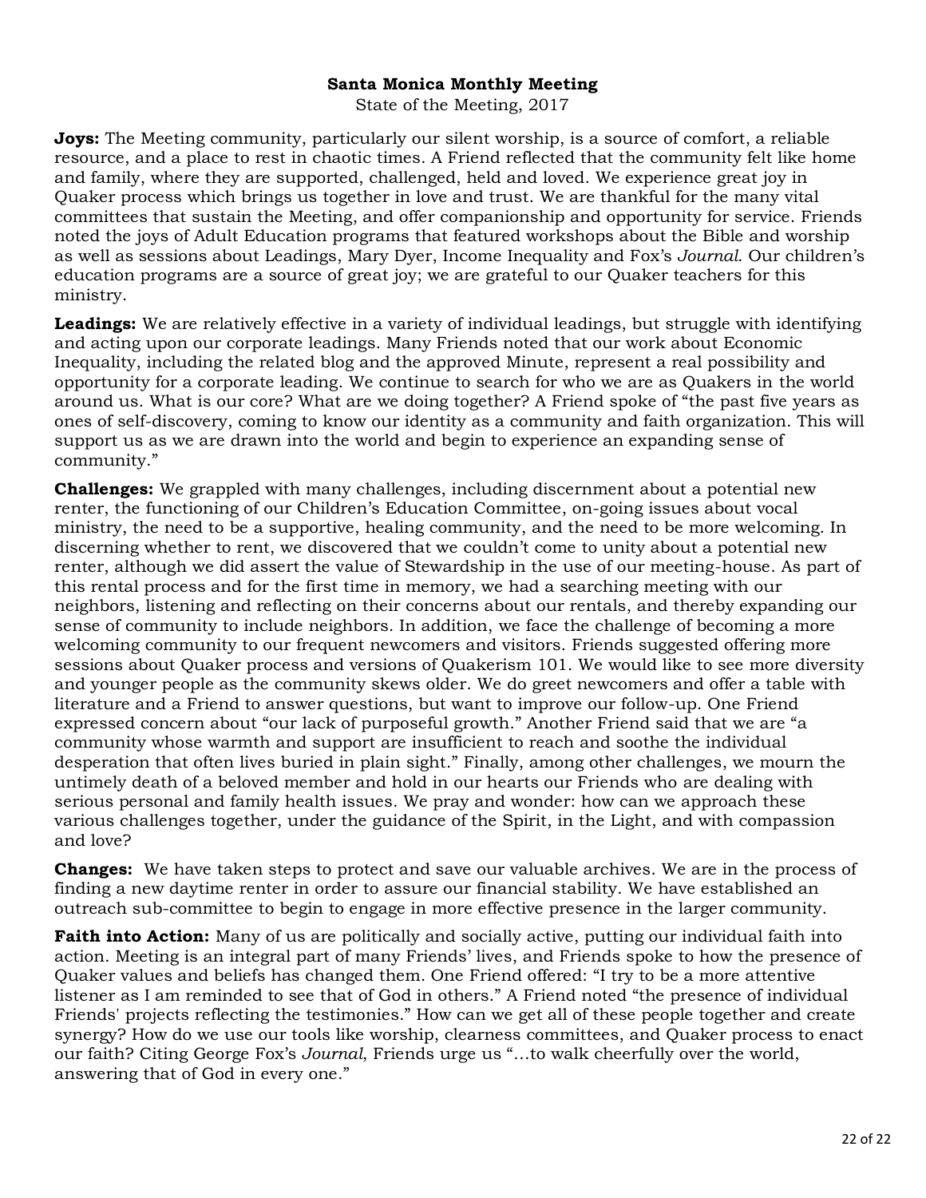**Santa Monica Monthly Meeting**

State of the Meeting, 2017

**Joys:** The Meeting community, particularly our silent worship, is a source of comfort, a reliable resource, and a place to rest in chaotic times. A Friend reflected that the community felt like home and family, where they are supported, challenged, held and loved. We experience great joy in Quaker process which brings us together in love and trust. We are thankful for the many vital committees that sustain the Meeting, and offer companionship and opportunity for service. Friends noted the joys of Adult Education programs that featured workshops about the Bible and worship as well as sessions about Leadings, Mary Dyer, Income Inequality and Fox's *Journal*. Our children's education programs are a source of great joy; we are grateful to our Quaker teachers for this ministry.

**Leadings:** We are relatively effective in a variety of individual leadings, but struggle with identifying and acting upon our corporate leadings. Many Friends noted that our work about Economic Inequality, including the related blog and the approved Minute, represent a real possibility and opportunity for a corporate leading. We continue to search for who we are as Quakers in the world around us. What is our core? What are we doing together? A Friend spoke of "the past five years as ones of self-discovery, coming to know our identity as a community and faith organization. This will support us as we are drawn into the world and begin to experience an expanding sense of community."

**Challenges:** We grappled with many challenges, including discernment about a potential new renter, the functioning of our Children's Education Committee, on-going issues about vocal ministry, the need to be a supportive, healing community, and the need to be more welcoming. In discerning whether to rent, we discovered that we couldn't come to unity about a potential new renter, although we did assert the value of Stewardship in the use of our meeting-house. As part of this rental process and for the first time in memory, we had a searching meeting with our neighbors, listening and reflecting on their concerns about our rentals, and thereby expanding our sense of community to include neighbors. In addition, we face the challenge of becoming a more welcoming community to our frequent newcomers and visitors. Friends suggested offering more sessions about Quaker process and versions of Quakerism 101. We would like to see more diversity and younger people as the community skews older. We do greet newcomers and offer a table with literature and a Friend to answer questions, but want to improve our follow-up. One Friend expressed concern about "our lack of purposeful growth." Another Friend said that we are "a community whose warmth and support are insufficient to reach and soothe the individual desperation that often lives buried in plain sight." Finally, among other challenges, we mourn the untimely death of a beloved member and hold in our hearts our Friends who are dealing with serious personal and family health issues. We pray and wonder: how can we approach these various challenges together, under the guidance of the Spirit, in the Light, and with compassion and love?

**Changes:** We have taken steps to protect and save our valuable archives. We are in the process of finding a new daytime renter in order to assure our financial stability. We have established an outreach sub-committee to begin to engage in more effective presence in the larger community.

**Faith into Action:** Many of us are politically and socially active, putting our individual faith into action. Meeting is an integral part of many Friends' lives, and Friends spoke to how the presence of Quaker values and beliefs has changed them. One Friend offered: "I try to be a more attentive listener as I am reminded to see that of God in others." A Friend noted "the presence of individual Friends' projects reflecting the testimonies." How can we get all of these people together and create synergy? How do we use our tools like worship, clearness committees, and Quaker process to enact our faith? Citing George Fox's *Journal*, Friends urge us "…to walk cheerfully over the world, answering that of God in every one."